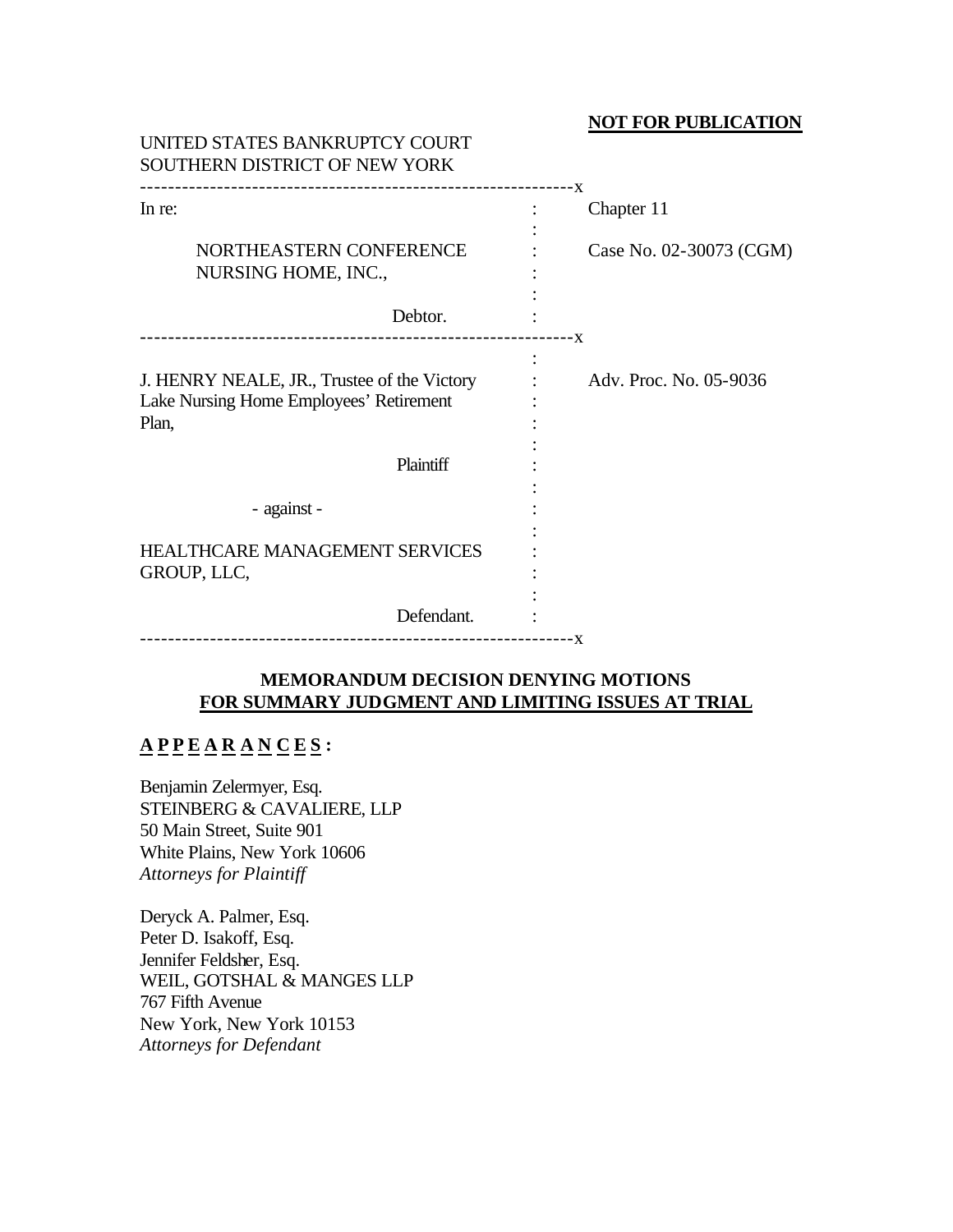**NOT FOR PUBLICATION**

UNITED STATES BANKRUPTCY COURT
SOUTHERN DISTRICT OF NEW YORK

| | | |
|---|---|---|
| In re: | : | Chapter 11 |
| NORTHEASTERN CONFERENCE NURSING HOME, INC., | : | Case No. 02-30073 (CGM) |
| Debtor. | : | |

| | | |
|---|---|---|
| J. HENRY NEALE, JR., Trustee of the Victory Lake Nursing Home Employees' Retirement Plan, | : | Adv. Proc. No. 05-9036 |
| Plaintiff | : | |
| - against - | : | |
| HEALTHCARE MANAGEMENT SERVICES GROUP, LLC, | : | |
| Defendant. | : | |

## MEMORANDUM DECISION DENYING MOTIONS FOR SUMMARY JUDGMENT AND LIMITING ISSUES AT TRIAL

**A P P E A R A N C E S :**

Benjamin Zelermyer, Esq.
STEINBERG & CAVALIERE, LLP
50 Main Street, Suite 901
White Plains, New York 10606
*Attorneys for Plaintiff*

Deryck A. Palmer, Esq.
Peter D. Isakoff, Esq.
Jennifer Feldsher, Esq.
WEIL, GOTSHAL & MANGES LLP
767 Fifth Avenue
New York, New York 10153
*Attorneys for Defendant*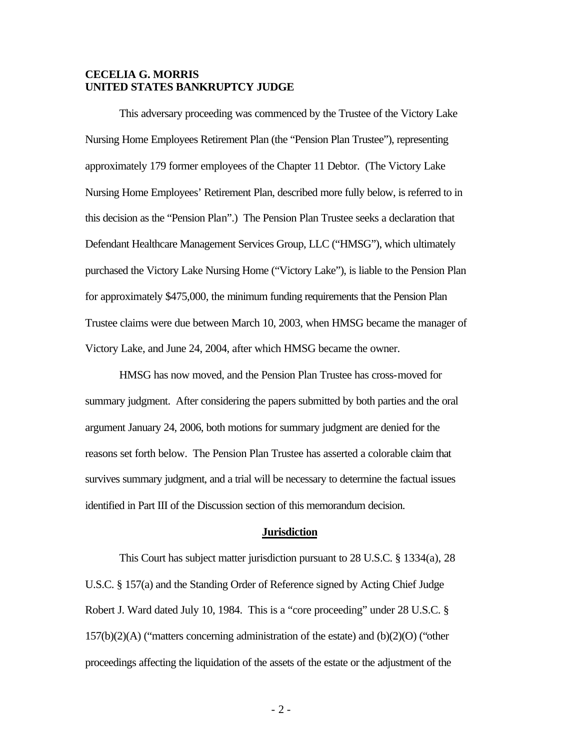**CECELIA G. MORRIS**
**UNITED STATES BANKRUPTCY JUDGE**

This adversary proceeding was commenced by the Trustee of the Victory Lake Nursing Home Employees Retirement Plan (the "Pension Plan Trustee"), representing approximately 179 former employees of the Chapter 11 Debtor. (The Victory Lake Nursing Home Employees' Retirement Plan, described more fully below, is referred to in this decision as the "Pension Plan".) The Pension Plan Trustee seeks a declaration that Defendant Healthcare Management Services Group, LLC ("HMSG"), which ultimately purchased the Victory Lake Nursing Home ("Victory Lake"), is liable to the Pension Plan for approximately $475,000, the minimum funding requirements that the Pension Plan Trustee claims were due between March 10, 2003, when HMSG became the manager of Victory Lake, and June 24, 2004, after which HMSG became the owner.

HMSG has now moved, and the Pension Plan Trustee has cross-moved for summary judgment. After considering the papers submitted by both parties and the oral argument January 24, 2006, both motions for summary judgment are denied for the reasons set forth below. The Pension Plan Trustee has asserted a colorable claim that survives summary judgment, and a trial will be necessary to determine the factual issues identified in Part III of the Discussion section of this memorandum decision.

## Jurisdiction

This Court has subject matter jurisdiction pursuant to 28 U.S.C. § 1334(a), 28 U.S.C. § 157(a) and the Standing Order of Reference signed by Acting Chief Judge Robert J. Ward dated July 10, 1984. This is a "core proceeding" under 28 U.S.C. § 157(b)(2)(A) ("matters concerning administration of the estate) and (b)(2)(O) ("other proceedings affecting the liquidation of the assets of the estate or the adjustment of the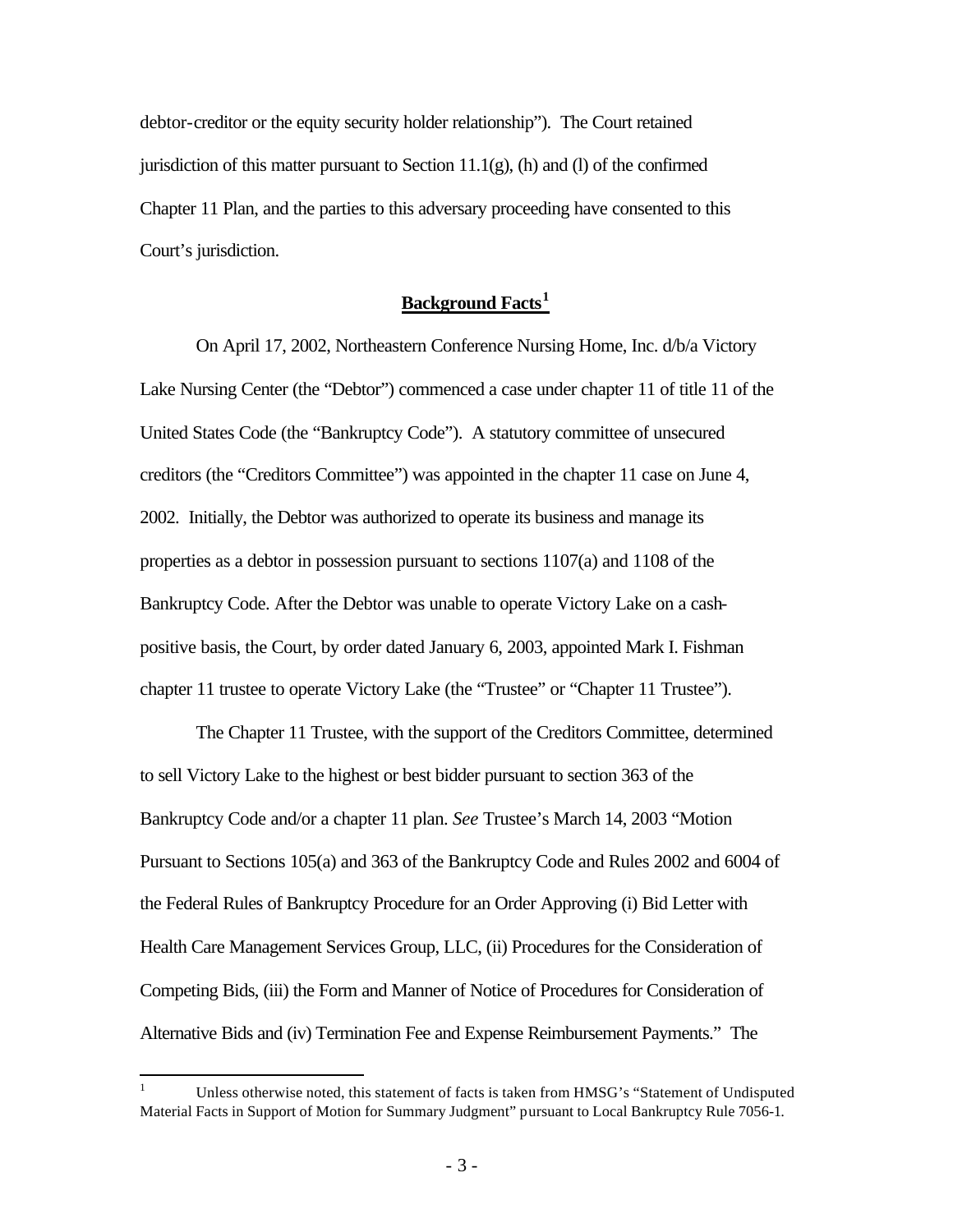debtor-creditor or the equity security holder relationship"). The Court retained jurisdiction of this matter pursuant to Section 11.1(g), (h) and (l) of the confirmed Chapter 11 Plan, and the parties to this adversary proceeding have consented to this Court's jurisdiction.

## **Background Facts**[1]

On April 17, 2002, Northeastern Conference Nursing Home, Inc. d/b/a Victory Lake Nursing Center (the "Debtor") commenced a case under chapter 11 of title 11 of the United States Code (the "Bankruptcy Code"). A statutory committee of unsecured creditors (the "Creditors Committee") was appointed in the chapter 11 case on June 4, 2002. Initially, the Debtor was authorized to operate its business and manage its properties as a debtor in possession pursuant to sections 1107(a) and 1108 of the Bankruptcy Code. After the Debtor was unable to operate Victory Lake on a cash-positive basis, the Court, by order dated January 6, 2003, appointed Mark I. Fishman chapter 11 trustee to operate Victory Lake (the "Trustee" or "Chapter 11 Trustee").

The Chapter 11 Trustee, with the support of the Creditors Committee, determined to sell Victory Lake to the highest or best bidder pursuant to section 363 of the Bankruptcy Code and/or a chapter 11 plan. *See* Trustee's March 14, 2003 "Motion Pursuant to Sections 105(a) and 363 of the Bankruptcy Code and Rules 2002 and 6004 of the Federal Rules of Bankruptcy Procedure for an Order Approving (i) Bid Letter with Health Care Management Services Group, LLC, (ii) Procedures for the Consideration of Competing Bids, (iii) the Form and Manner of Notice of Procedures for Consideration of Alternative Bids and (iv) Termination Fee and Expense Reimbursement Payments." The

---

[1] Unless otherwise noted, this statement of facts is taken from HMSG's "Statement of Undisputed Material Facts in Support of Motion for Summary Judgment" pursuant to Local Bankruptcy Rule 7056-1.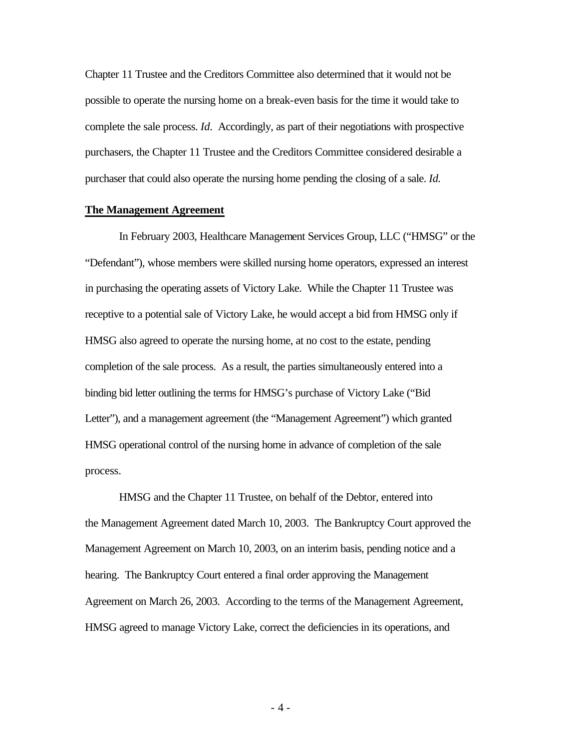Chapter 11 Trustee and the Creditors Committee also determined that it would not be possible to operate the nursing home on a break-even basis for the time it would take to complete the sale process. *Id*. Accordingly, as part of their negotiations with prospective purchasers, the Chapter 11 Trustee and the Creditors Committee considered desirable a purchaser that could also operate the nursing home pending the closing of a sale. *Id.*

**The Management Agreement**

In February 2003, Healthcare Management Services Group, LLC ("HMSG" or the "Defendant"), whose members were skilled nursing home operators, expressed an interest in purchasing the operating assets of Victory Lake. While the Chapter 11 Trustee was receptive to a potential sale of Victory Lake, he would accept a bid from HMSG only if HMSG also agreed to operate the nursing home, at no cost to the estate, pending completion of the sale process. As a result, the parties simultaneously entered into a binding bid letter outlining the terms for HMSG's purchase of Victory Lake ("Bid Letter"), and a management agreement (the "Management Agreement") which granted HMSG operational control of the nursing home in advance of completion of the sale process.

HMSG and the Chapter 11 Trustee, on behalf of the Debtor, entered into the Management Agreement dated March 10, 2003. The Bankruptcy Court approved the Management Agreement on March 10, 2003, on an interim basis, pending notice and a hearing. The Bankruptcy Court entered a final order approving the Management Agreement on March 26, 2003. According to the terms of the Management Agreement, HMSG agreed to manage Victory Lake, correct the deficiencies in its operations, and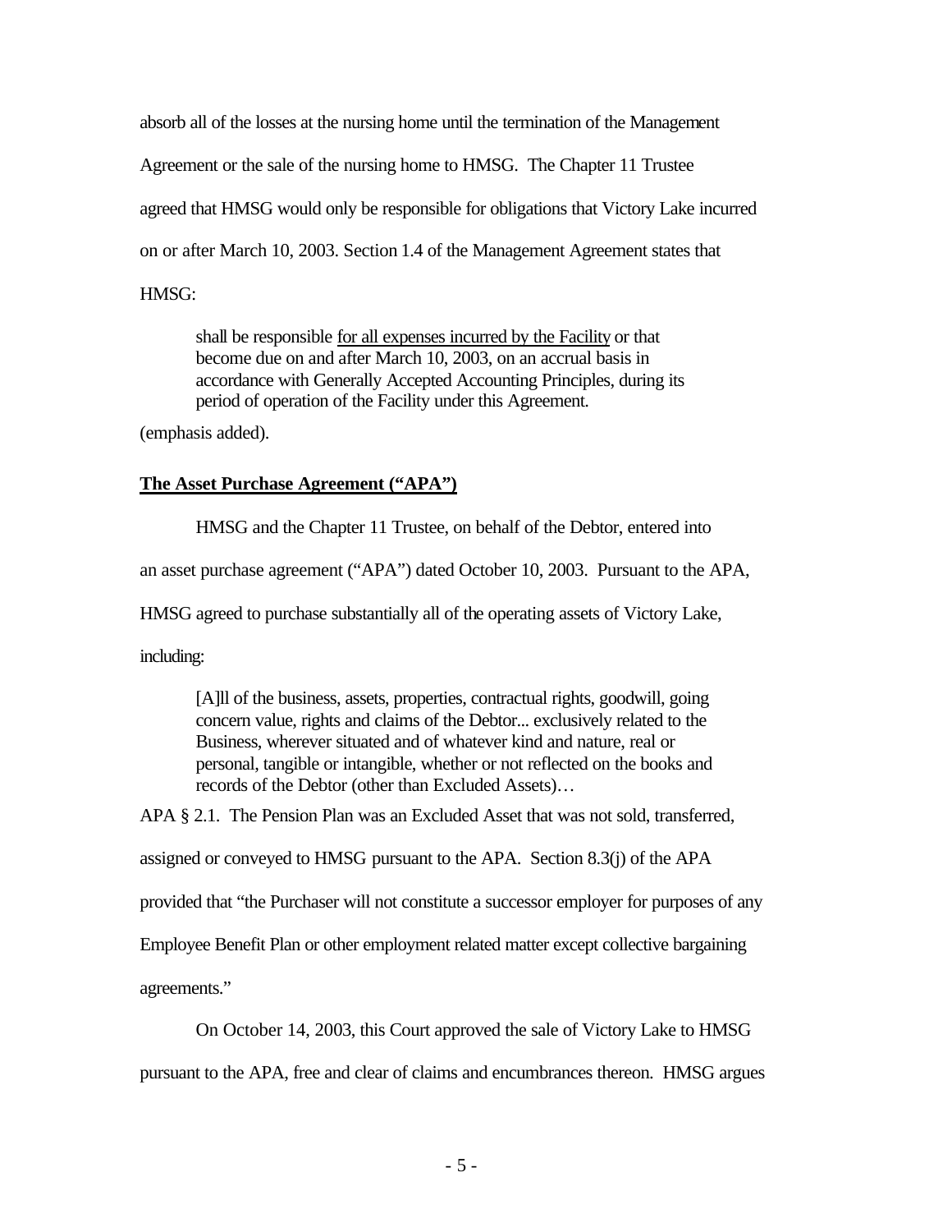absorb all of the losses at the nursing home until the termination of the Management Agreement or the sale of the nursing home to HMSG. The Chapter 11 Trustee agreed that HMSG would only be responsible for obligations that Victory Lake incurred on or after March 10, 2003. Section 1.4 of the Management Agreement states that HMSG:

> shall be responsible <u>for all expenses incurred by the Facility</u> or that become due on and after March 10, 2003, on an accrual basis in accordance with Generally Accepted Accounting Principles, during its period of operation of the Facility under this Agreement.

(emphasis added).

**<u>The Asset Purchase Agreement ("APA")</u>**

HMSG and the Chapter 11 Trustee, on behalf of the Debtor, entered into an asset purchase agreement ("APA") dated October 10, 2003. Pursuant to the APA, HMSG agreed to purchase substantially all of the operating assets of Victory Lake, including:

> [A]ll of the business, assets, properties, contractual rights, goodwill, going concern value, rights and claims of the Debtor... exclusively related to the Business, wherever situated and of whatever kind and nature, real or personal, tangible or intangible, whether or not reflected on the books and records of the Debtor (other than Excluded Assets)…

APA § 2.1. The Pension Plan was an Excluded Asset that was not sold, transferred, assigned or conveyed to HMSG pursuant to the APA. Section 8.3(j) of the APA provided that "the Purchaser will not constitute a successor employer for purposes of any Employee Benefit Plan or other employment related matter except collective bargaining agreements."

On October 14, 2003, this Court approved the sale of Victory Lake to HMSG pursuant to the APA, free and clear of claims and encumbrances thereon. HMSG argues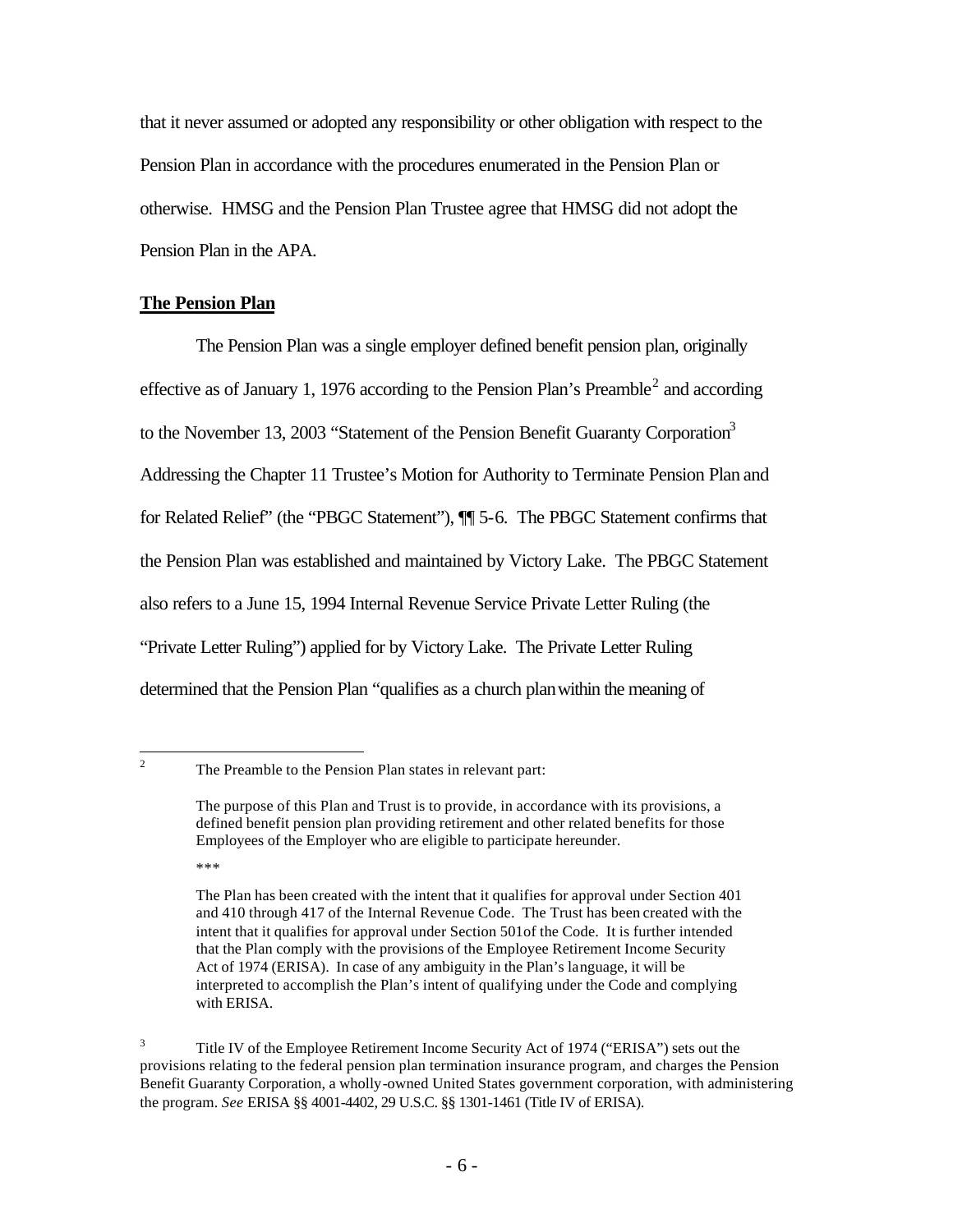that it never assumed or adopted any responsibility or other obligation with respect to the Pension Plan in accordance with the procedures enumerated in the Pension Plan or otherwise. HMSG and the Pension Plan Trustee agree that HMSG did not adopt the Pension Plan in the APA.

**The Pension Plan**

The Pension Plan was a single employer defined benefit pension plan, originally effective as of January 1, 1976 according to the Pension Plan's Preamble[2] and according to the November 13, 2003 "Statement of the Pension Benefit Guaranty Corporation[3] Addressing the Chapter 11 Trustee's Motion for Authority to Terminate Pension Plan and for Related Relief" (the "PBGC Statement"), ¶¶ 5-6. The PBGC Statement confirms that the Pension Plan was established and maintained by Victory Lake. The PBGC Statement also refers to a June 15, 1994 Internal Revenue Service Private Letter Ruling (the "Private Letter Ruling") applied for by Victory Lake. The Private Letter Ruling determined that the Pension Plan "qualifies as a church plan within the meaning of

---

[2] The Preamble to the Pension Plan states in relevant part:

> The purpose of this Plan and Trust is to provide, in accordance with its provisions, a defined benefit pension plan providing retirement and other related benefits for those Employees of the Employer who are eligible to participate hereunder.
>
> \*\*\*
>
> The Plan has been created with the intent that it qualifies for approval under Section 401 and 410 through 417 of the Internal Revenue Code. The Trust has been created with the intent that it qualifies for approval under Section 501of the Code. It is further intended that the Plan comply with the provisions of the Employee Retirement Income Security Act of 1974 (ERISA). In case of any ambiguity in the Plan's language, it will be interpreted to accomplish the Plan's intent of qualifying under the Code and complying with ERISA.

[3] Title IV of the Employee Retirement Income Security Act of 1974 ("ERISA") sets out the provisions relating to the federal pension plan termination insurance program, and charges the Pension Benefit Guaranty Corporation, a wholly-owned United States government corporation, with administering the program. *See* ERISA §§ 4001-4402, 29 U.S.C. §§ 1301-1461 (Title IV of ERISA).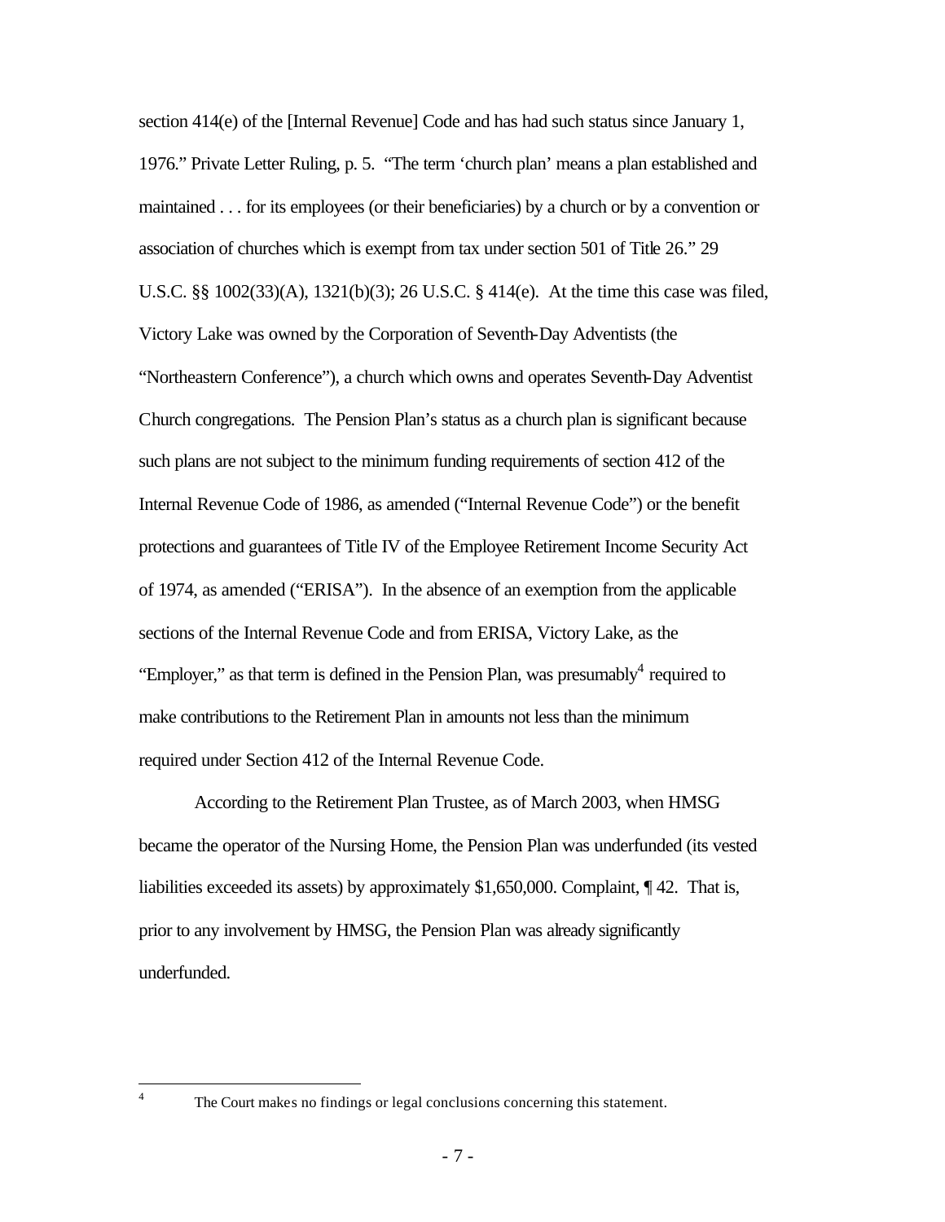section 414(e) of the [Internal Revenue] Code and has had such status since January 1, 1976." Private Letter Ruling, p. 5. "The term 'church plan' means a plan established and maintained . . . for its employees (or their beneficiaries) by a church or by a convention or association of churches which is exempt from tax under section 501 of Title 26." 29 U.S.C. §§ 1002(33)(A), 1321(b)(3); 26 U.S.C. § 414(e). At the time this case was filed, Victory Lake was owned by the Corporation of Seventh-Day Adventists (the "Northeastern Conference"), a church which owns and operates Seventh-Day Adventist Church congregations. The Pension Plan's status as a church plan is significant because such plans are not subject to the minimum funding requirements of section 412 of the Internal Revenue Code of 1986, as amended ("Internal Revenue Code") or the benefit protections and guarantees of Title IV of the Employee Retirement Income Security Act of 1974, as amended ("ERISA"). In the absence of an exemption from the applicable sections of the Internal Revenue Code and from ERISA, Victory Lake, as the "Employer," as that term is defined in the Pension Plan, was presumably[4] required to make contributions to the Retirement Plan in amounts not less than the minimum required under Section 412 of the Internal Revenue Code.

According to the Retirement Plan Trustee, as of March 2003, when HMSG became the operator of the Nursing Home, the Pension Plan was underfunded (its vested liabilities exceeded its assets) by approximately $1,650,000. Complaint, ¶ 42. That is, prior to any involvement by HMSG, the Pension Plan was already significantly underfunded.

---

[4] The Court makes no findings or legal conclusions concerning this statement.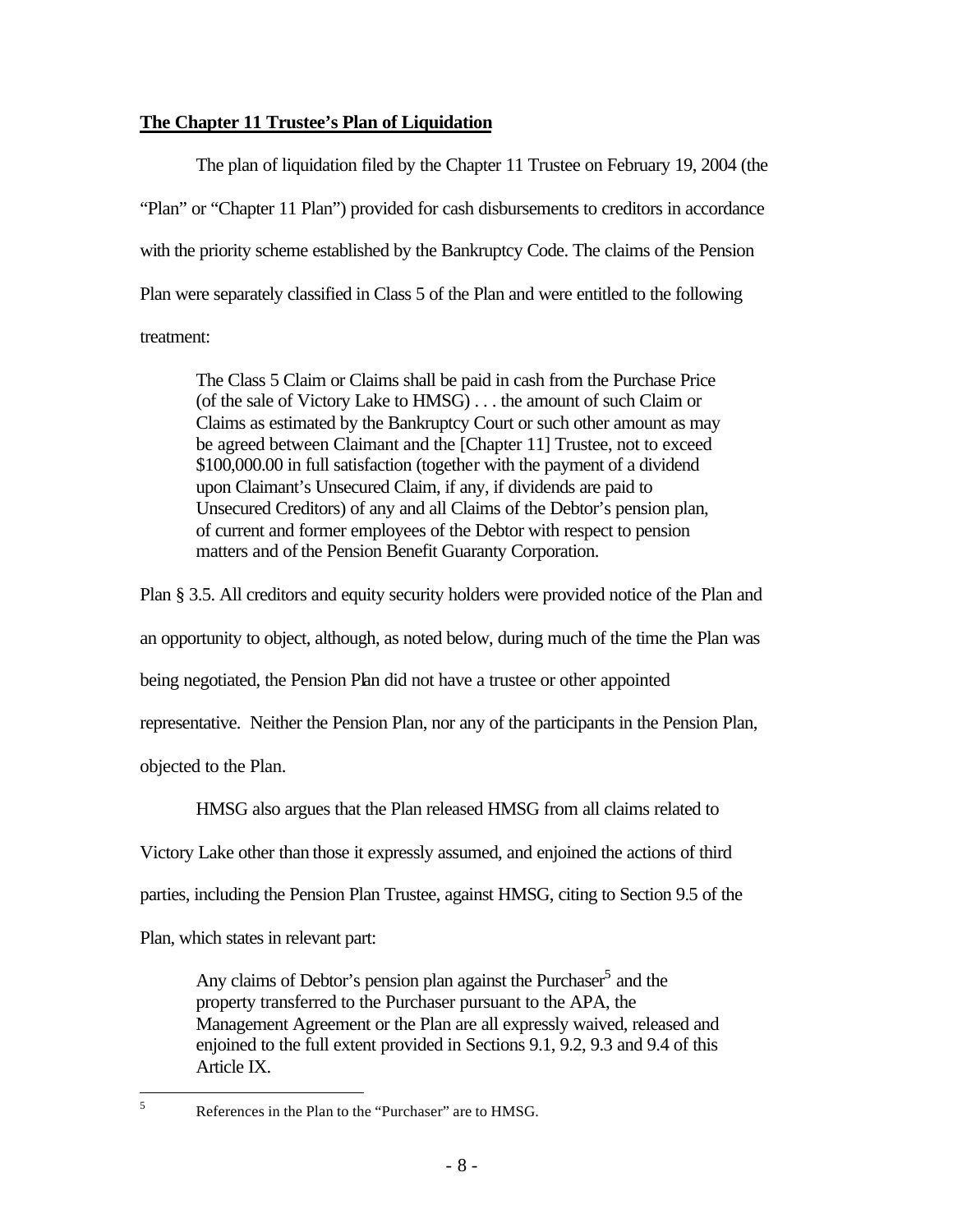**The Chapter 11 Trustee's Plan of Liquidation**

The plan of liquidation filed by the Chapter 11 Trustee on February 19, 2004 (the "Plan" or "Chapter 11 Plan") provided for cash disbursements to creditors in accordance with the priority scheme established by the Bankruptcy Code. The claims of the Pension Plan were separately classified in Class 5 of the Plan and were entitled to the following treatment:

> The Class 5 Claim or Claims shall be paid in cash from the Purchase Price (of the sale of Victory Lake to HMSG) . . . the amount of such Claim or Claims as estimated by the Bankruptcy Court or such other amount as may be agreed between Claimant and the [Chapter 11] Trustee, not to exceed $100,000.00 in full satisfaction (together with the payment of a dividend upon Claimant's Unsecured Claim, if any, if dividends are paid to Unsecured Creditors) of any and all Claims of the Debtor's pension plan, of current and former employees of the Debtor with respect to pension matters and of the Pension Benefit Guaranty Corporation.

Plan § 3.5. All creditors and equity security holders were provided notice of the Plan and an opportunity to object, although, as noted below, during much of the time the Plan was being negotiated, the Pension Plan did not have a trustee or other appointed representative. Neither the Pension Plan, nor any of the participants in the Pension Plan, objected to the Plan.

HMSG also argues that the Plan released HMSG from all claims related to Victory Lake other than those it expressly assumed, and enjoined the actions of third parties, including the Pension Plan Trustee, against HMSG, citing to Section 9.5 of the Plan, which states in relevant part:

> Any claims of Debtor's pension plan against the Purchaser[5] and the property transferred to the Purchaser pursuant to the APA, the Management Agreement or the Plan are all expressly waived, released and enjoined to the full extent provided in Sections 9.1, 9.2, 9.3 and 9.4 of this Article IX.

[5] References in the Plan to the "Purchaser" are to HMSG.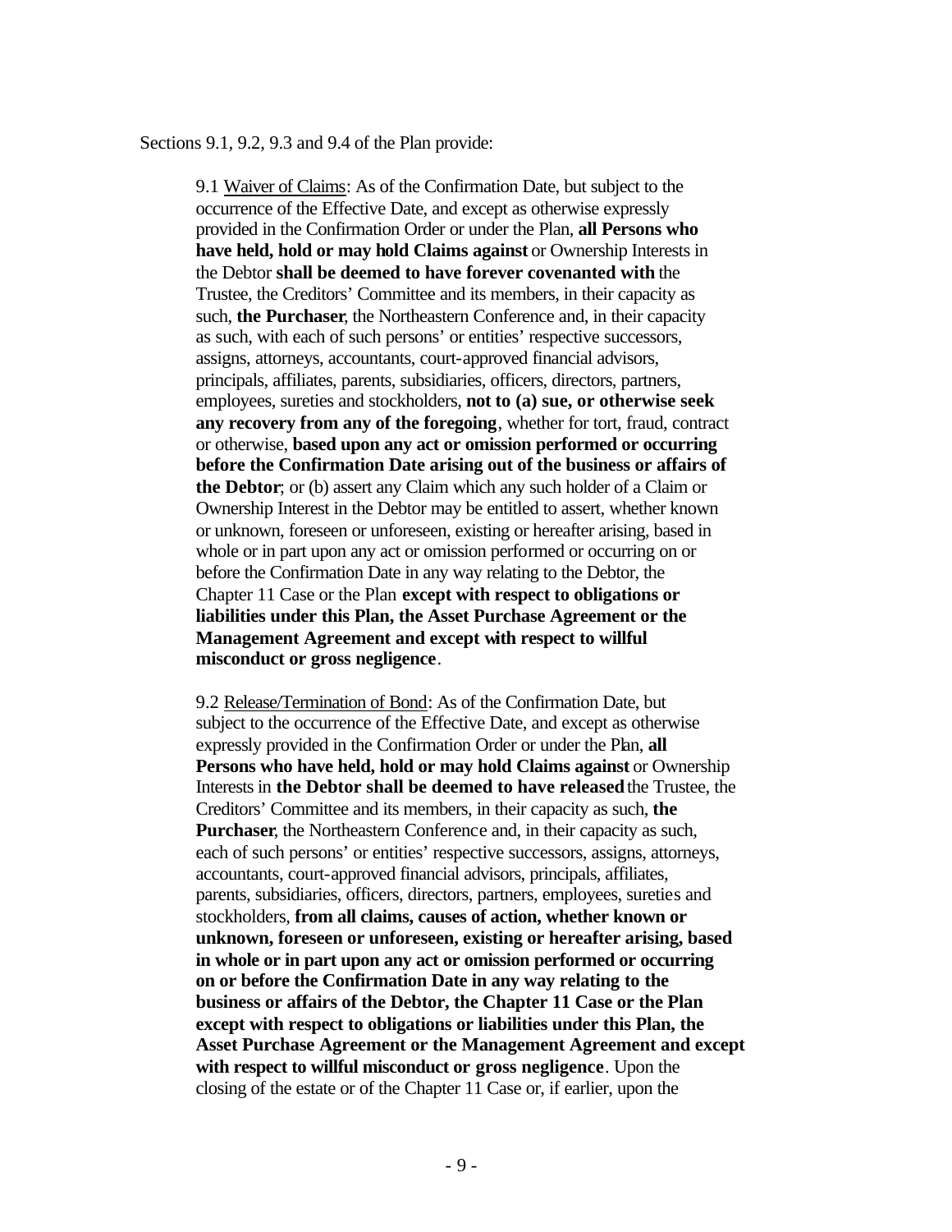Sections 9.1, 9.2, 9.3 and 9.4 of the Plan provide:

> 9.1 <u>Waiver of Claims</u>: As of the Confirmation Date, but subject to the occurrence of the Effective Date, and except as otherwise expressly provided in the Confirmation Order or under the Plan, **all Persons who have held, hold or may hold Claims against** or Ownership Interests in the Debtor **shall be deemed to have forever covenanted with** the Trustee, the Creditors' Committee and its members, in their capacity as such, **the Purchaser**, the Northeastern Conference and, in their capacity as such, with each of such persons' or entities' respective successors, assigns, attorneys, accountants, court-approved financial advisors, principals, affiliates, parents, subsidiaries, officers, directors, partners, employees, sureties and stockholders, **not to (a) sue, or otherwise seek any recovery from any of the foregoing**, whether for tort, fraud, contract or otherwise, **based upon any act or omission performed or occurring before the Confirmation Date arising out of the business or affairs of the Debtor**; or (b) assert any Claim which any such holder of a Claim or Ownership Interest in the Debtor may be entitled to assert, whether known or unknown, foreseen or unforeseen, existing or hereafter arising, based in whole or in part upon any act or omission performed or occurring on or before the Confirmation Date in any way relating to the Debtor, the Chapter 11 Case or the Plan **except with respect to obligations or liabilities under this Plan, the Asset Purchase Agreement or the Management Agreement and except with respect to willful misconduct or gross negligence**.
>
> 9.2 <u>Release/Termination of Bond</u>: As of the Confirmation Date, but subject to the occurrence of the Effective Date, and except as otherwise expressly provided in the Confirmation Order or under the Plan, **all Persons who have held, hold or may hold Claims against** or Ownership Interests in **the Debtor shall be deemed to have released** the Trustee, the Creditors' Committee and its members, in their capacity as such, **the Purchaser**, the Northeastern Conference and, in their capacity as such, each of such persons' or entities' respective successors, assigns, attorneys, accountants, court-approved financial advisors, principals, affiliates, parents, subsidiaries, officers, directors, partners, employees, sureties and stockholders, **from all claims, causes of action, whether known or unknown, foreseen or unforeseen, existing or hereafter arising, based in whole or in part upon any act or omission performed or occurring on or before the Confirmation Date in any way relating to the business or affairs of the Debtor, the Chapter 11 Case or the Plan except with respect to obligations or liabilities under this Plan, the Asset Purchase Agreement or the Management Agreement and except with respect to willful misconduct or gross negligence**. Upon the closing of the estate or of the Chapter 11 Case or, if earlier, upon the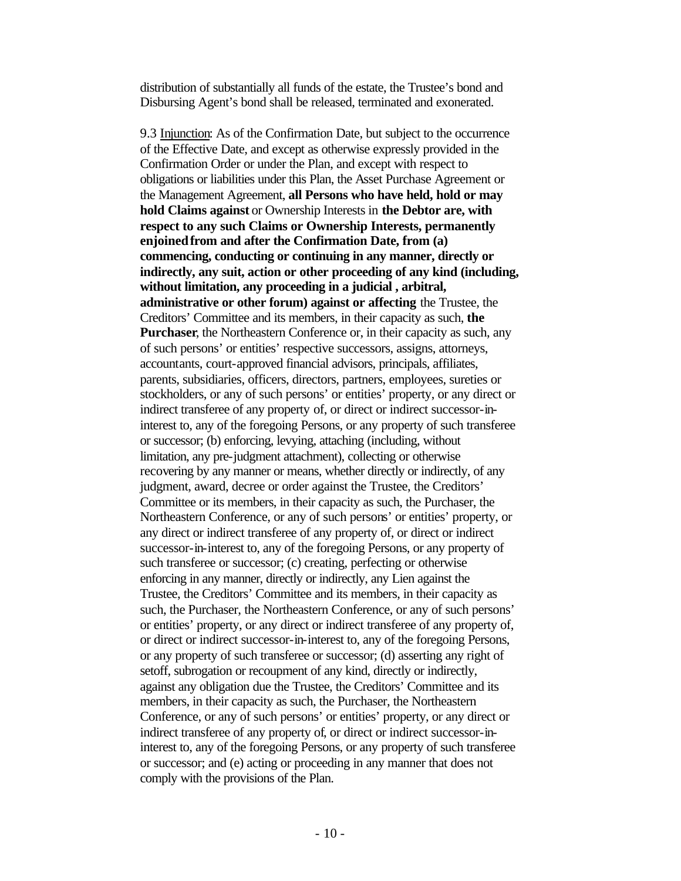distribution of substantially all funds of the estate, the Trustee's bond and Disbursing Agent's bond shall be released, terminated and exonerated.

9.3 Injunction: As of the Confirmation Date, but subject to the occurrence of the Effective Date, and except as otherwise expressly provided in the Confirmation Order or under the Plan, and except with respect to obligations or liabilities under this Plan, the Asset Purchase Agreement or the Management Agreement, **all Persons who have held, hold or may hold Claims against** or Ownership Interests in **the Debtor are, with respect to any such Claims or Ownership Interests, permanently enjoined from and after the Confirmation Date, from (a) commencing, conducting or continuing in any manner, directly or indirectly, any suit, action or other proceeding of any kind (including, without limitation, any proceeding in a judicial , arbitral, administrative or other forum) against or affecting** the Trustee, the Creditors' Committee and its members, in their capacity as such, **the Purchaser**, the Northeastern Conference or, in their capacity as such, any of such persons' or entities' respective successors, assigns, attorneys, accountants, court-approved financial advisors, principals, affiliates, parents, subsidiaries, officers, directors, partners, employees, sureties or stockholders, or any of such persons' or entities' property, or any direct or indirect transferee of any property of, or direct or indirect successor-in-interest to, any of the foregoing Persons, or any property of such transferee or successor; (b) enforcing, levying, attaching (including, without limitation, any pre-judgment attachment), collecting or otherwise recovering by any manner or means, whether directly or indirectly, of any judgment, award, decree or order against the Trustee, the Creditors' Committee or its members, in their capacity as such, the Purchaser, the Northeastern Conference, or any of such persons' or entities' property, or any direct or indirect transferee of any property of, or direct or indirect successor-in-interest to, any of the foregoing Persons, or any property of such transferee or successor; (c) creating, perfecting or otherwise enforcing in any manner, directly or indirectly, any Lien against the Trustee, the Creditors' Committee and its members, in their capacity as such, the Purchaser, the Northeastern Conference, or any of such persons' or entities' property, or any direct or indirect transferee of any property of, or direct or indirect successor-in-interest to, any of the foregoing Persons, or any property of such transferee or successor; (d) asserting any right of setoff, subrogation or recoupment of any kind, directly or indirectly, against any obligation due the Trustee, the Creditors' Committee and its members, in their capacity as such, the Purchaser, the Northeastern Conference, or any of such persons' or entities' property, or any direct or indirect transferee of any property of, or direct or indirect successor-in-interest to, any of the foregoing Persons, or any property of such transferee or successor; and (e) acting or proceeding in any manner that does not comply with the provisions of the Plan.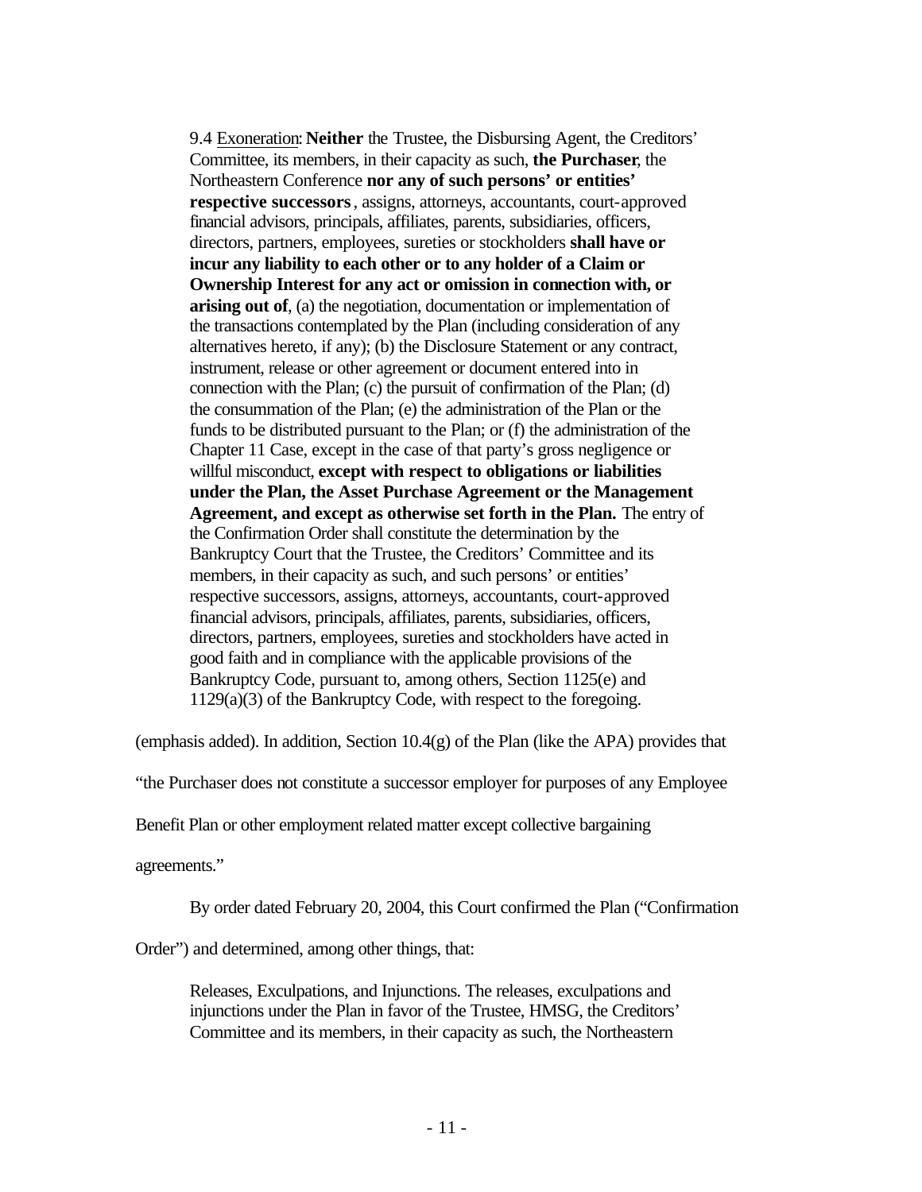> 9.4 <u>Exoneration</u>: **Neither** the Trustee, the Disbursing Agent, the Creditors' Committee, its members, in their capacity as such, **the Purchaser**, the Northeastern Conference **nor any of such persons' or entities' respective successors**, assigns, attorneys, accountants, court-approved financial advisors, principals, affiliates, parents, subsidiaries, officers, directors, partners, employees, sureties or stockholders **shall have or incur any liability to each other or to any holder of a Claim or Ownership Interest for any act or omission in connection with, or arising out of**, (a) the negotiation, documentation or implementation of the transactions contemplated by the Plan (including consideration of any alternatives hereto, if any); (b) the Disclosure Statement or any contract, instrument, release or other agreement or document entered into in connection with the Plan; (c) the pursuit of confirmation of the Plan; (d) the consummation of the Plan; (e) the administration of the Plan or the funds to be distributed pursuant to the Plan; or (f) the administration of the Chapter 11 Case, except in the case of that party's gross negligence or willful misconduct, **except with respect to obligations or liabilities under the Plan, the Asset Purchase Agreement or the Management Agreement, and except as otherwise set forth in the Plan.** The entry of the Confirmation Order shall constitute the determination by the Bankruptcy Court that the Trustee, the Creditors' Committee and its members, in their capacity as such, and such persons' or entities' respective successors, assigns, attorneys, accountants, court-approved financial advisors, principals, affiliates, parents, subsidiaries, officers, directors, partners, employees, sureties and stockholders have acted in good faith and in compliance with the applicable provisions of the Bankruptcy Code, pursuant to, among others, Section 1125(e) and 1129(a)(3) of the Bankruptcy Code, with respect to the foregoing.

(emphasis added). In addition, Section 10.4(g) of the Plan (like the APA) provides that "the Purchaser does not constitute a successor employer for purposes of any Employee Benefit Plan or other employment related matter except collective bargaining agreements."

By order dated February 20, 2004, this Court confirmed the Plan ("Confirmation Order") and determined, among other things, that:

> Releases, Exculpations, and Injunctions. The releases, exculpations and injunctions under the Plan in favor of the Trustee, HMSG, the Creditors' Committee and its members, in their capacity as such, the Northeastern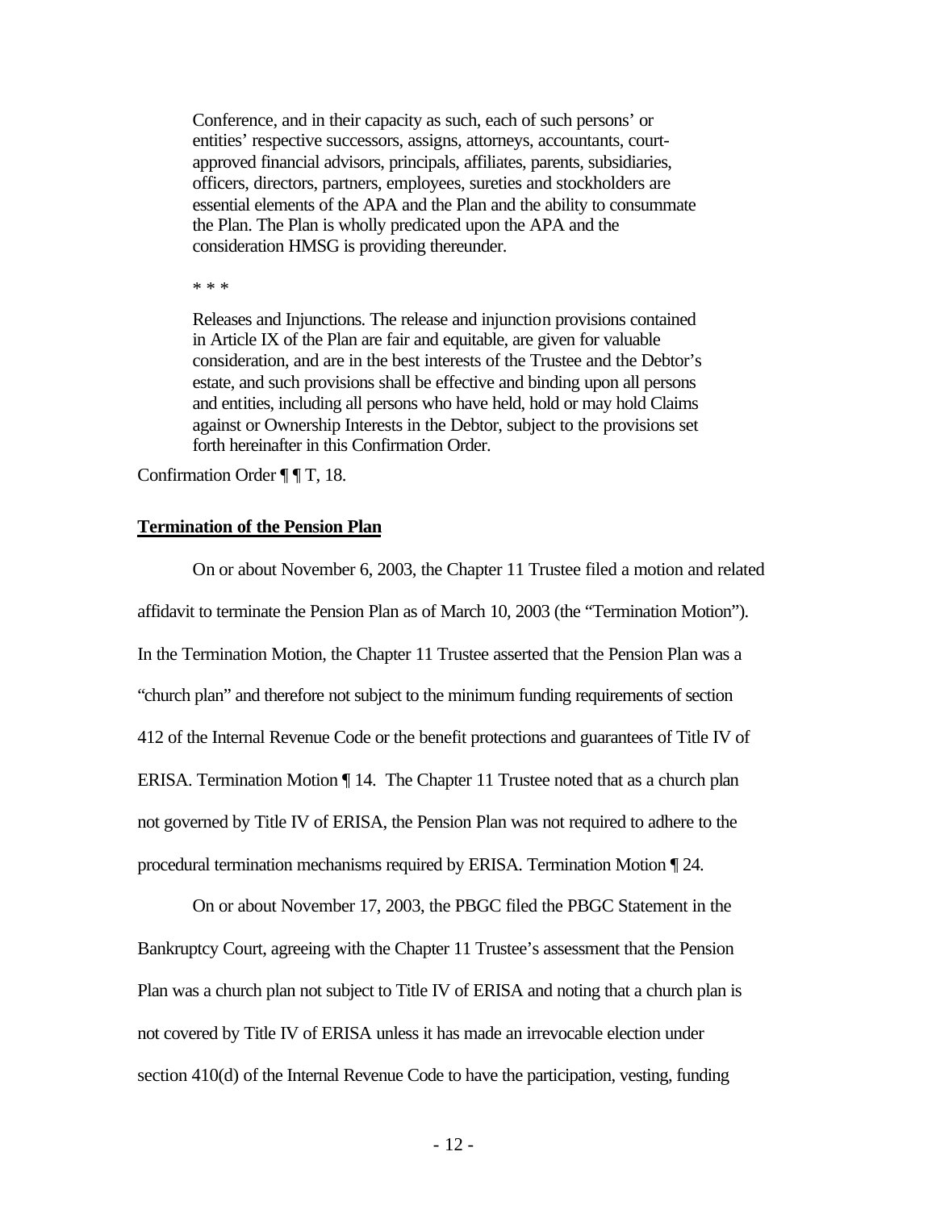> Conference, and in their capacity as such, each of such persons' or entities' respective successors, assigns, attorneys, accountants, court-approved financial advisors, principals, affiliates, parents, subsidiaries, officers, directors, partners, employees, sureties and stockholders are essential elements of the APA and the Plan and the ability to consummate the Plan. The Plan is wholly predicated upon the APA and the consideration HMSG is providing thereunder.
>
> * * *
>
> Releases and Injunctions. The release and injunction provisions contained in Article IX of the Plan are fair and equitable, are given for valuable consideration, and are in the best interests of the Trustee and the Debtor's estate, and such provisions shall be effective and binding upon all persons and entities, including all persons who have held, hold or may hold Claims against or Ownership Interests in the Debtor, subject to the provisions set forth hereinafter in this Confirmation Order.

Confirmation Order ¶ ¶ T, 18.

**Termination of the Pension Plan**

On or about November 6, 2003, the Chapter 11 Trustee filed a motion and related affidavit to terminate the Pension Plan as of March 10, 2003 (the "Termination Motion"). In the Termination Motion, the Chapter 11 Trustee asserted that the Pension Plan was a "church plan" and therefore not subject to the minimum funding requirements of section 412 of the Internal Revenue Code or the benefit protections and guarantees of Title IV of ERISA. Termination Motion ¶ 14. The Chapter 11 Trustee noted that as a church plan not governed by Title IV of ERISA, the Pension Plan was not required to adhere to the procedural termination mechanisms required by ERISA. Termination Motion ¶ 24.

On or about November 17, 2003, the PBGC filed the PBGC Statement in the Bankruptcy Court, agreeing with the Chapter 11 Trustee's assessment that the Pension Plan was a church plan not subject to Title IV of ERISA and noting that a church plan is not covered by Title IV of ERISA unless it has made an irrevocable election under section 410(d) of the Internal Revenue Code to have the participation, vesting, funding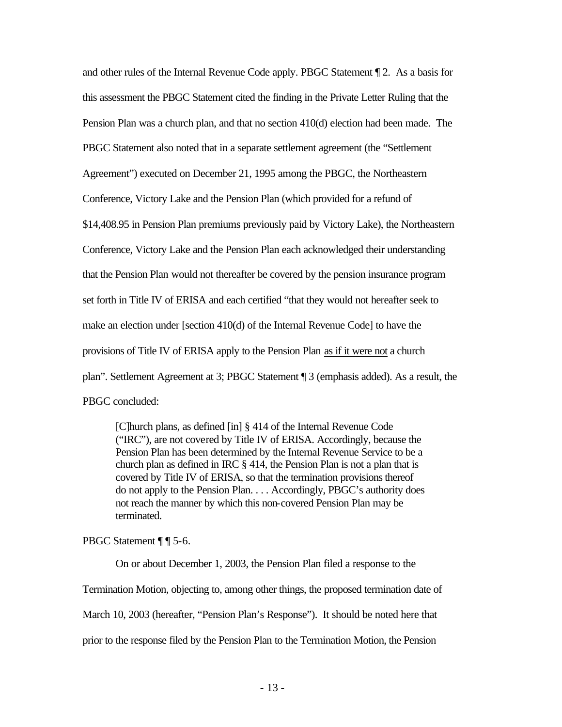and other rules of the Internal Revenue Code apply. PBGC Statement ¶ 2. As a basis for this assessment the PBGC Statement cited the finding in the Private Letter Ruling that the Pension Plan was a church plan, and that no section 410(d) election had been made. The PBGC Statement also noted that in a separate settlement agreement (the "Settlement Agreement") executed on December 21, 1995 among the PBGC, the Northeastern Conference, Victory Lake and the Pension Plan (which provided for a refund of $14,408.95 in Pension Plan premiums previously paid by Victory Lake), the Northeastern Conference, Victory Lake and the Pension Plan each acknowledged their understanding that the Pension Plan would not thereafter be covered by the pension insurance program set forth in Title IV of ERISA and each certified "that they would not hereafter seek to make an election under [section 410(d) of the Internal Revenue Code] to have the provisions of Title IV of ERISA apply to the Pension Plan <u>as if it were not</u> a church plan". Settlement Agreement at 3; PBGC Statement ¶ 3 (emphasis added). As a result, the PBGC concluded:

> [C]hurch plans, as defined [in] § 414 of the Internal Revenue Code ("IRC"), are not covered by Title IV of ERISA. Accordingly, because the Pension Plan has been determined by the Internal Revenue Service to be a church plan as defined in IRC § 414, the Pension Plan is not a plan that is covered by Title IV of ERISA, so that the termination provisions thereof do not apply to the Pension Plan. . . . Accordingly, PBGC's authority does not reach the manner by which this non-covered Pension Plan may be terminated.

PBGC Statement ¶ ¶ 5-6.

On or about December 1, 2003, the Pension Plan filed a response to the Termination Motion, objecting to, among other things, the proposed termination date of March 10, 2003 (hereafter, "Pension Plan's Response"). It should be noted here that prior to the response filed by the Pension Plan to the Termination Motion, the Pension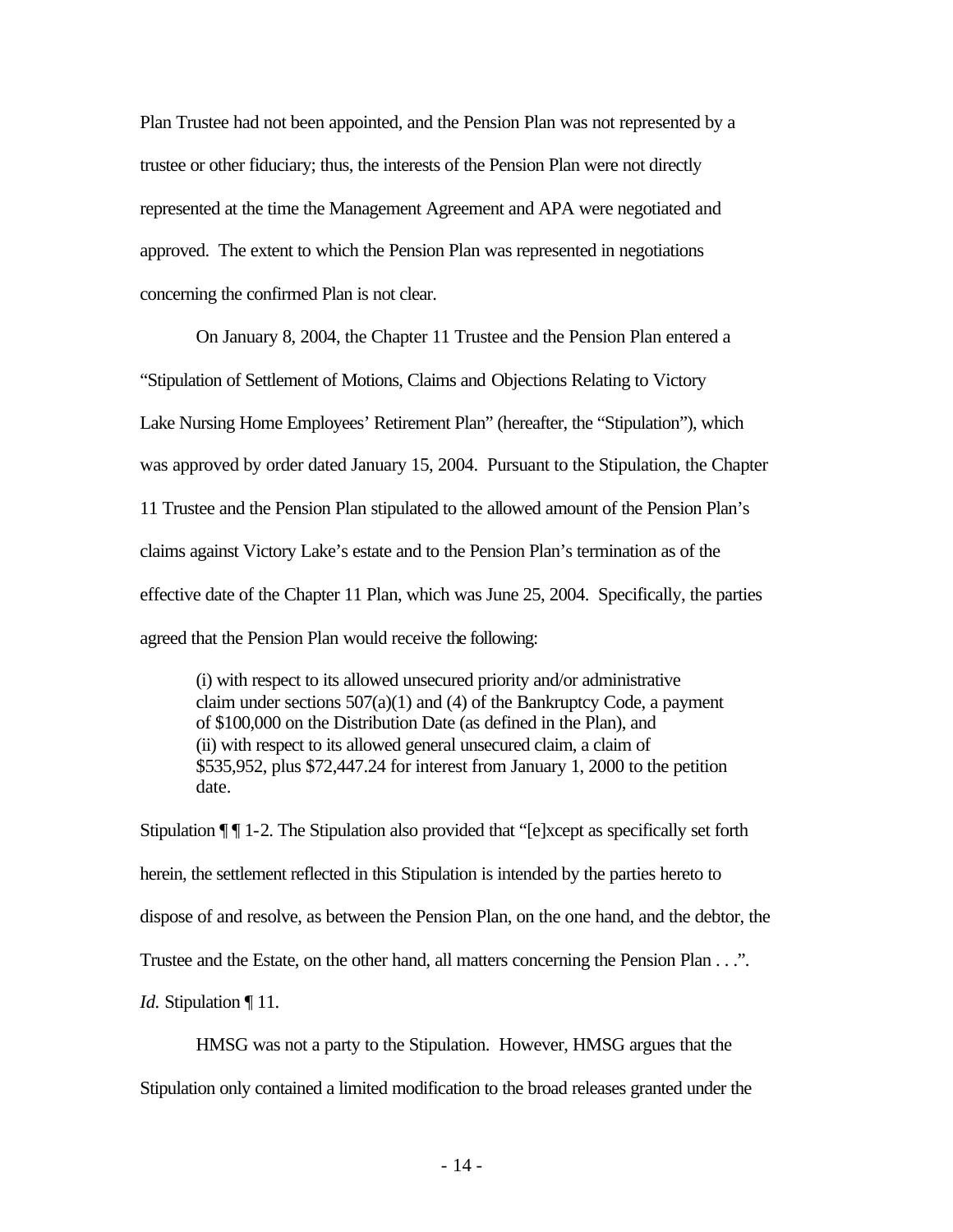Plan Trustee had not been appointed, and the Pension Plan was not represented by a trustee or other fiduciary; thus, the interests of the Pension Plan were not directly represented at the time the Management Agreement and APA were negotiated and approved. The extent to which the Pension Plan was represented in negotiations concerning the confirmed Plan is not clear.

On January 8, 2004, the Chapter 11 Trustee and the Pension Plan entered a "Stipulation of Settlement of Motions, Claims and Objections Relating to Victory Lake Nursing Home Employees' Retirement Plan" (hereafter, the "Stipulation"), which was approved by order dated January 15, 2004. Pursuant to the Stipulation, the Chapter 11 Trustee and the Pension Plan stipulated to the allowed amount of the Pension Plan's claims against Victory Lake's estate and to the Pension Plan's termination as of the effective date of the Chapter 11 Plan, which was June 25, 2004. Specifically, the parties agreed that the Pension Plan would receive the following:

> (i) with respect to its allowed unsecured priority and/or administrative claim under sections 507(a)(1) and (4) of the Bankruptcy Code, a payment of $100,000 on the Distribution Date (as defined in the Plan), and (ii) with respect to its allowed general unsecured claim, a claim of $535,952, plus $72,447.24 for interest from January 1, 2000 to the petition date.

Stipulation ¶ ¶ 1-2. The Stipulation also provided that "[e]xcept as specifically set forth herein, the settlement reflected in this Stipulation is intended by the parties hereto to dispose of and resolve, as between the Pension Plan, on the one hand, and the debtor, the Trustee and the Estate, on the other hand, all matters concerning the Pension Plan . . .". *Id.* Stipulation ¶ 11.

HMSG was not a party to the Stipulation. However, HMSG argues that the Stipulation only contained a limited modification to the broad releases granted under the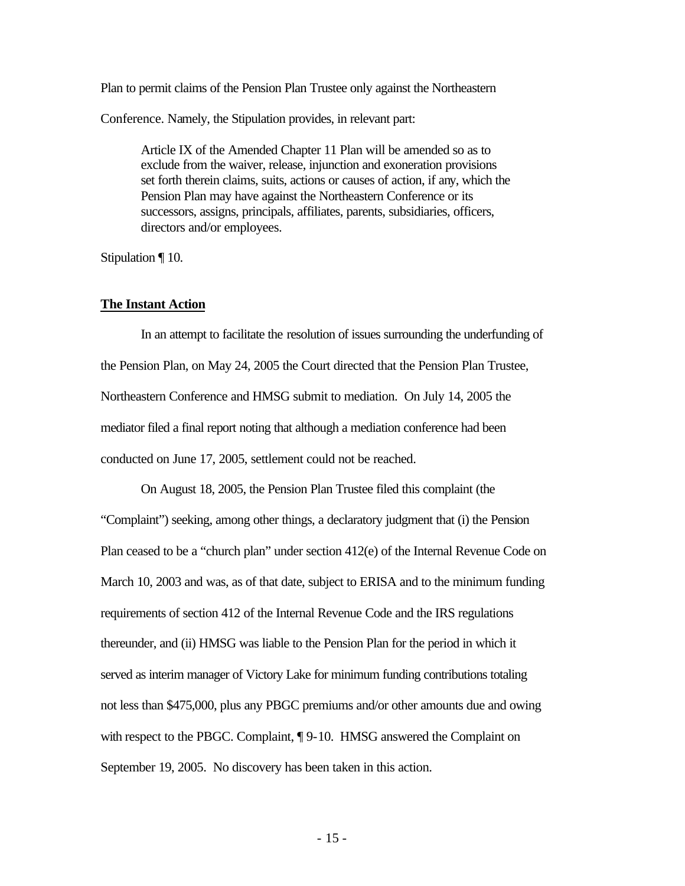Plan to permit claims of the Pension Plan Trustee only against the Northeastern Conference. Namely, the Stipulation provides, in relevant part:

> Article IX of the Amended Chapter 11 Plan will be amended so as to exclude from the waiver, release, injunction and exoneration provisions set forth therein claims, suits, actions or causes of action, if any, which the Pension Plan may have against the Northeastern Conference or its successors, assigns, principals, affiliates, parents, subsidiaries, officers, directors and/or employees.

Stipulation ¶ 10.

**The Instant Action**

In an attempt to facilitate the resolution of issues surrounding the underfunding of the Pension Plan, on May 24, 2005 the Court directed that the Pension Plan Trustee, Northeastern Conference and HMSG submit to mediation. On July 14, 2005 the mediator filed a final report noting that although a mediation conference had been conducted on June 17, 2005, settlement could not be reached.

On August 18, 2005, the Pension Plan Trustee filed this complaint (the "Complaint") seeking, among other things, a declaratory judgment that (i) the Pension Plan ceased to be a "church plan" under section 412(e) of the Internal Revenue Code on March 10, 2003 and was, as of that date, subject to ERISA and to the minimum funding requirements of section 412 of the Internal Revenue Code and the IRS regulations thereunder, and (ii) HMSG was liable to the Pension Plan for the period in which it served as interim manager of Victory Lake for minimum funding contributions totaling not less than $475,000, plus any PBGC premiums and/or other amounts due and owing with respect to the PBGC. Complaint, ¶ 9-10. HMSG answered the Complaint on September 19, 2005. No discovery has been taken in this action.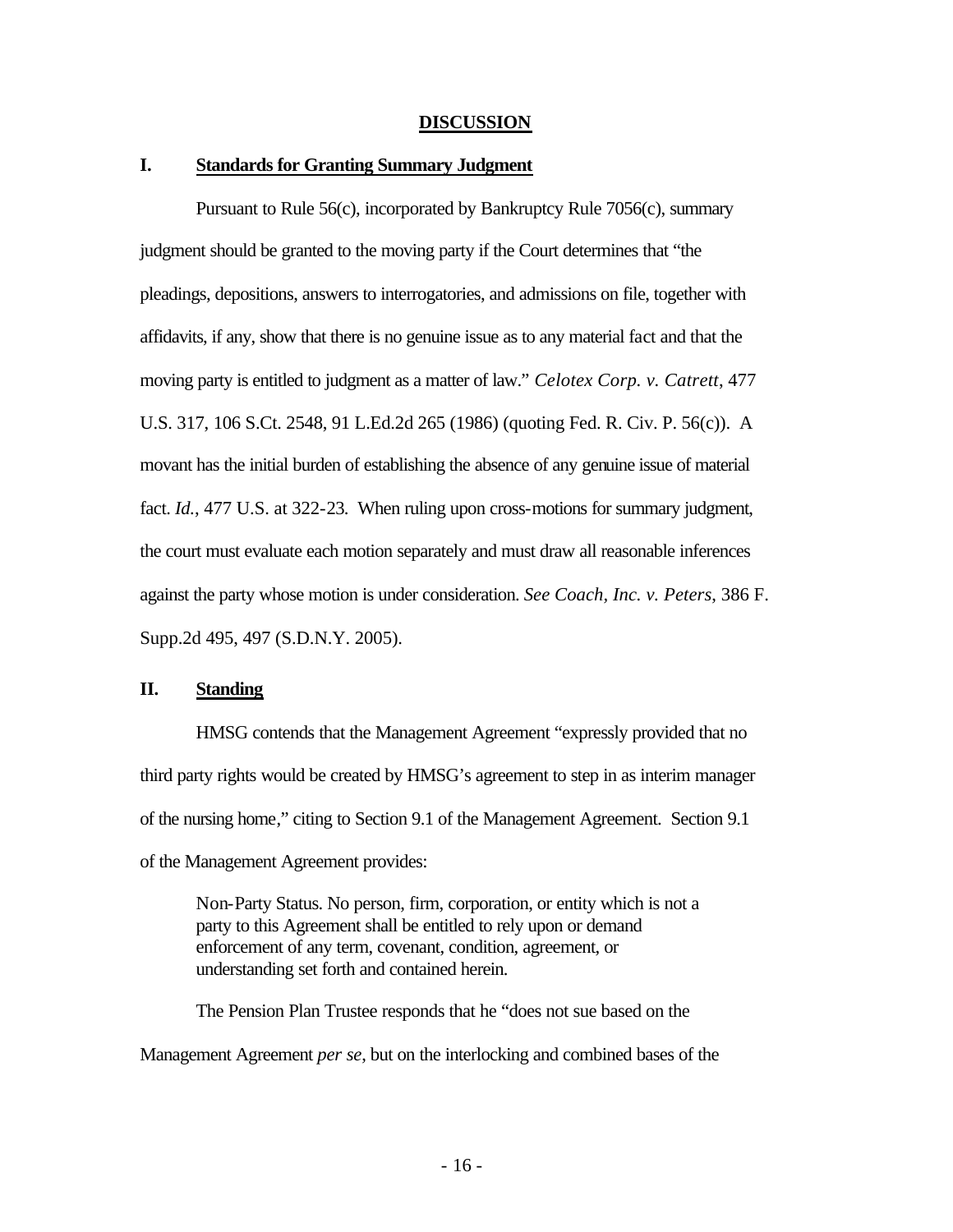# DISCUSSION

## I. Standards for Granting Summary Judgment

Pursuant to Rule 56(c), incorporated by Bankruptcy Rule 7056(c), summary judgment should be granted to the moving party if the Court determines that "the pleadings, depositions, answers to interrogatories, and admissions on file, together with affidavits, if any, show that there is no genuine issue as to any material fact and that the moving party is entitled to judgment as a matter of law." *Celotex Corp. v. Catrett*, 477 U.S. 317, 106 S.Ct. 2548, 91 L.Ed.2d 265 (1986) (quoting Fed. R. Civ. P. 56(c)). A movant has the initial burden of establishing the absence of any genuine issue of material fact. *Id.*, 477 U.S. at 322-23. When ruling upon cross-motions for summary judgment, the court must evaluate each motion separately and must draw all reasonable inferences against the party whose motion is under consideration. *See Coach, Inc. v. Peters*, 386 F. Supp.2d 495, 497 (S.D.N.Y. 2005).

## II. Standing

HMSG contends that the Management Agreement "expressly provided that no third party rights would be created by HMSG's agreement to step in as interim manager of the nursing home," citing to Section 9.1 of the Management Agreement. Section 9.1 of the Management Agreement provides:

> Non-Party Status. No person, firm, corporation, or entity which is not a party to this Agreement shall be entitled to rely upon or demand enforcement of any term, covenant, condition, agreement, or understanding set forth and contained herein.

The Pension Plan Trustee responds that he "does not sue based on the Management Agreement *per se*, but on the interlocking and combined bases of the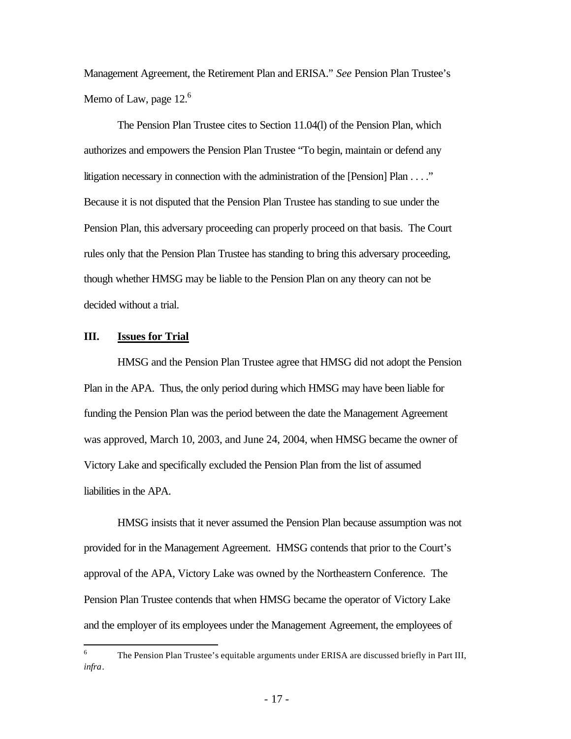Management Agreement, the Retirement Plan and ERISA." *See* Pension Plan Trustee's Memo of Law, page 12.[6]

The Pension Plan Trustee cites to Section 11.04(l) of the Pension Plan, which authorizes and empowers the Pension Plan Trustee "To begin, maintain or defend any litigation necessary in connection with the administration of the [Pension] Plan . . . ." Because it is not disputed that the Pension Plan Trustee has standing to sue under the Pension Plan, this adversary proceeding can properly proceed on that basis. The Court rules only that the Pension Plan Trustee has standing to bring this adversary proceeding, though whether HMSG may be liable to the Pension Plan on any theory can not be decided without a trial.

## III. <u>Issues for Trial</u>

HMSG and the Pension Plan Trustee agree that HMSG did not adopt the Pension Plan in the APA. Thus, the only period during which HMSG may have been liable for funding the Pension Plan was the period between the date the Management Agreement was approved, March 10, 2003, and June 24, 2004, when HMSG became the owner of Victory Lake and specifically excluded the Pension Plan from the list of assumed liabilities in the APA.

HMSG insists that it never assumed the Pension Plan because assumption was not provided for in the Management Agreement. HMSG contends that prior to the Court's approval of the APA, Victory Lake was owned by the Northeastern Conference. The Pension Plan Trustee contends that when HMSG became the operator of Victory Lake and the employer of its employees under the Management Agreement, the employees of

---

[6] The Pension Plan Trustee's equitable arguments under ERISA are discussed briefly in Part III, *infra*.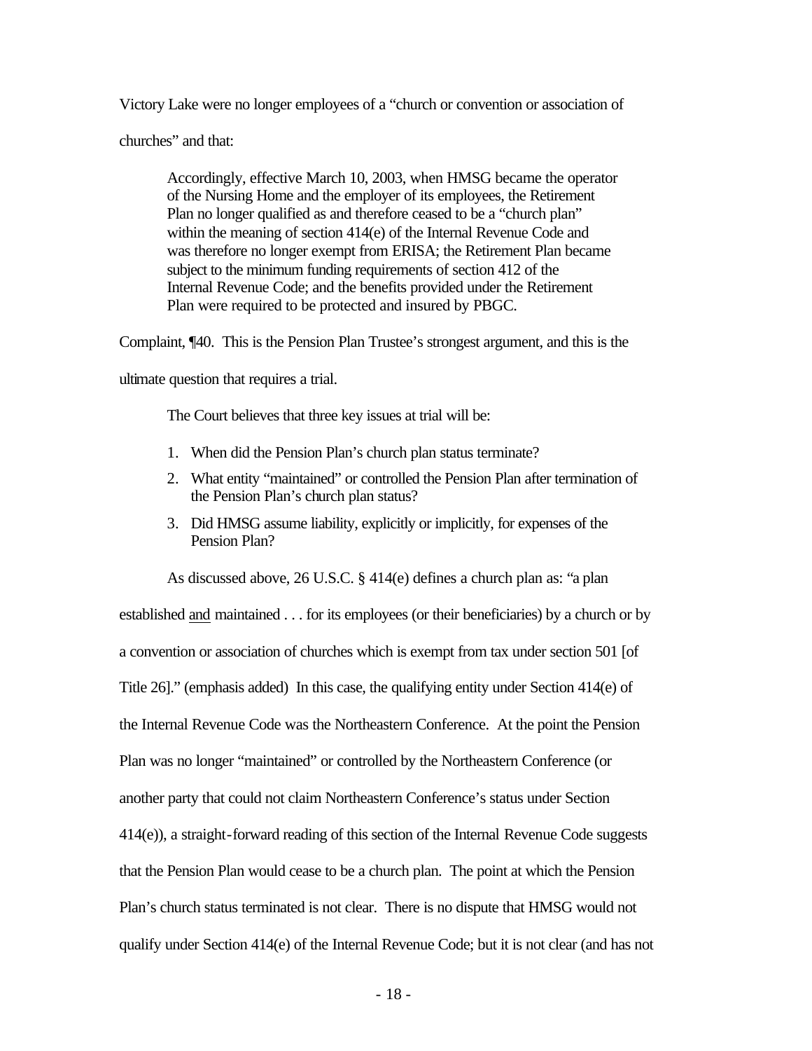Victory Lake were no longer employees of a "church or convention or association of churches" and that:

> Accordingly, effective March 10, 2003, when HMSG became the operator of the Nursing Home and the employer of its employees, the Retirement Plan no longer qualified as and therefore ceased to be a "church plan" within the meaning of section 414(e) of the Internal Revenue Code and was therefore no longer exempt from ERISA; the Retirement Plan became subject to the minimum funding requirements of section 412 of the Internal Revenue Code; and the benefits provided under the Retirement Plan were required to be protected and insured by PBGC.

Complaint, ¶40. This is the Pension Plan Trustee's strongest argument, and this is the ultimate question that requires a trial.

The Court believes that three key issues at trial will be:

1. When did the Pension Plan's church plan status terminate?
2. What entity "maintained" or controlled the Pension Plan after termination of the Pension Plan's church plan status?
3. Did HMSG assume liability, explicitly or implicitly, for expenses of the Pension Plan?

As discussed above, 26 U.S.C. § 414(e) defines a church plan as: "a plan established <u>and</u> maintained . . . for its employees (or their beneficiaries) by a church or by a convention or association of churches which is exempt from tax under section 501 [of Title 26]." (emphasis added) In this case, the qualifying entity under Section 414(e) of the Internal Revenue Code was the Northeastern Conference. At the point the Pension Plan was no longer "maintained" or controlled by the Northeastern Conference (or another party that could not claim Northeastern Conference's status under Section 414(e)), a straight-forward reading of this section of the Internal Revenue Code suggests that the Pension Plan would cease to be a church plan. The point at which the Pension Plan's church status terminated is not clear. There is no dispute that HMSG would not qualify under Section 414(e) of the Internal Revenue Code; but it is not clear (and has not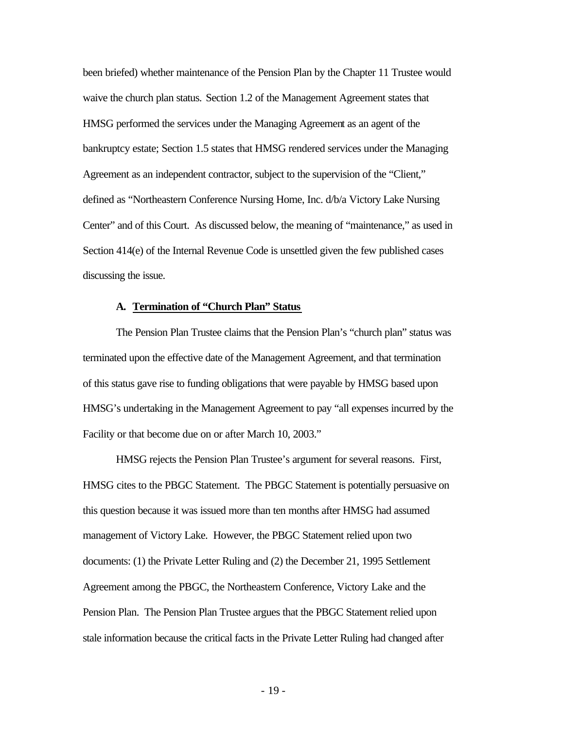been briefed) whether maintenance of the Pension Plan by the Chapter 11 Trustee would waive the church plan status. Section 1.2 of the Management Agreement states that HMSG performed the services under the Managing Agreement as an agent of the bankruptcy estate; Section 1.5 states that HMSG rendered services under the Managing Agreement as an independent contractor, subject to the supervision of the "Client," defined as "Northeastern Conference Nursing Home, Inc. d/b/a Victory Lake Nursing Center" and of this Court. As discussed below, the meaning of "maintenance," as used in Section 414(e) of the Internal Revenue Code is unsettled given the few published cases discussing the issue.

### A. Termination of "Church Plan" Status

The Pension Plan Trustee claims that the Pension Plan's "church plan" status was terminated upon the effective date of the Management Agreement, and that termination of this status gave rise to funding obligations that were payable by HMSG based upon HMSG's undertaking in the Management Agreement to pay "all expenses incurred by the Facility or that become due on or after March 10, 2003."

HMSG rejects the Pension Plan Trustee's argument for several reasons. First, HMSG cites to the PBGC Statement. The PBGC Statement is potentially persuasive on this question because it was issued more than ten months after HMSG had assumed management of Victory Lake. However, the PBGC Statement relied upon two documents: (1) the Private Letter Ruling and (2) the December 21, 1995 Settlement Agreement among the PBGC, the Northeastern Conference, Victory Lake and the Pension Plan. The Pension Plan Trustee argues that the PBGC Statement relied upon stale information because the critical facts in the Private Letter Ruling had changed after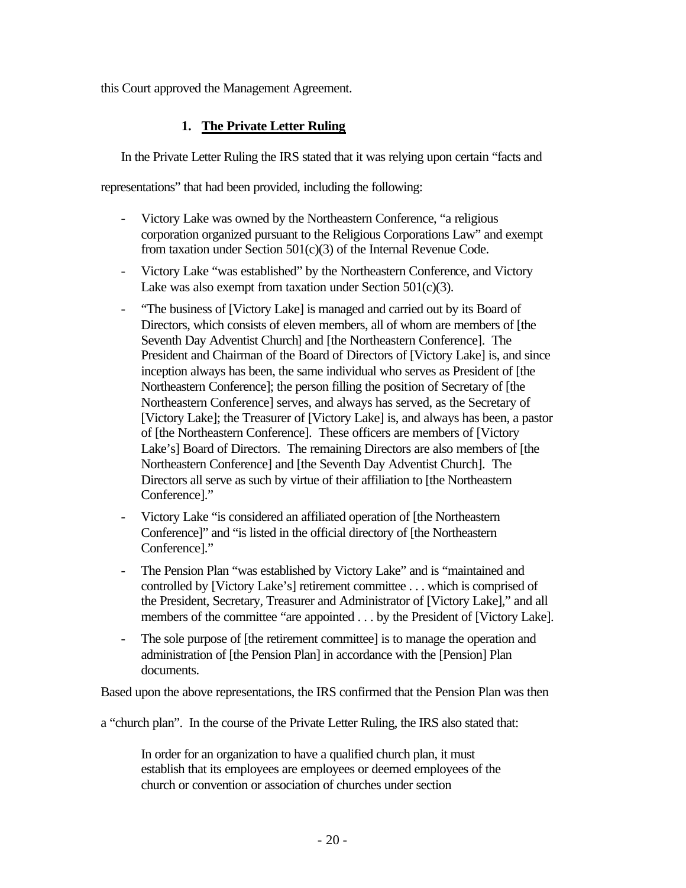this Court approved the Management Agreement.

### 1. **The Private Letter Ruling**

In the Private Letter Ruling the IRS stated that it was relying upon certain "facts and representations" that had been provided, including the following:

- Victory Lake was owned by the Northeastern Conference, "a religious corporation organized pursuant to the Religious Corporations Law" and exempt from taxation under Section 501(c)(3) of the Internal Revenue Code.
- Victory Lake "was established" by the Northeastern Conference, and Victory Lake was also exempt from taxation under Section 501(c)(3).
- "The business of [Victory Lake] is managed and carried out by its Board of Directors, which consists of eleven members, all of whom are members of [the Seventh Day Adventist Church] and [the Northeastern Conference]. The President and Chairman of the Board of Directors of [Victory Lake] is, and since inception always has been, the same individual who serves as President of [the Northeastern Conference]; the person filling the position of Secretary of [the Northeastern Conference] serves, and always has served, as the Secretary of [Victory Lake]; the Treasurer of [Victory Lake] is, and always has been, a pastor of [the Northeastern Conference]. These officers are members of [Victory Lake's] Board of Directors. The remaining Directors are also members of [the Northeastern Conference] and [the Seventh Day Adventist Church]. The Directors all serve as such by virtue of their affiliation to [the Northeastern Conference]."
- Victory Lake "is considered an affiliated operation of [the Northeastern Conference]" and "is listed in the official directory of [the Northeastern Conference]."
- The Pension Plan "was established by Victory Lake" and is "maintained and controlled by [Victory Lake's] retirement committee . . . which is comprised of the President, Secretary, Treasurer and Administrator of [Victory Lake]," and all members of the committee "are appointed . . . by the President of [Victory Lake].
- The sole purpose of [the retirement committee] is to manage the operation and administration of [the Pension Plan] in accordance with the [Pension] Plan documents.

Based upon the above representations, the IRS confirmed that the Pension Plan was then a "church plan". In the course of the Private Letter Ruling, the IRS also stated that:

> In order for an organization to have a qualified church plan, it must establish that its employees are employees or deemed employees of the church or convention or association of churches under section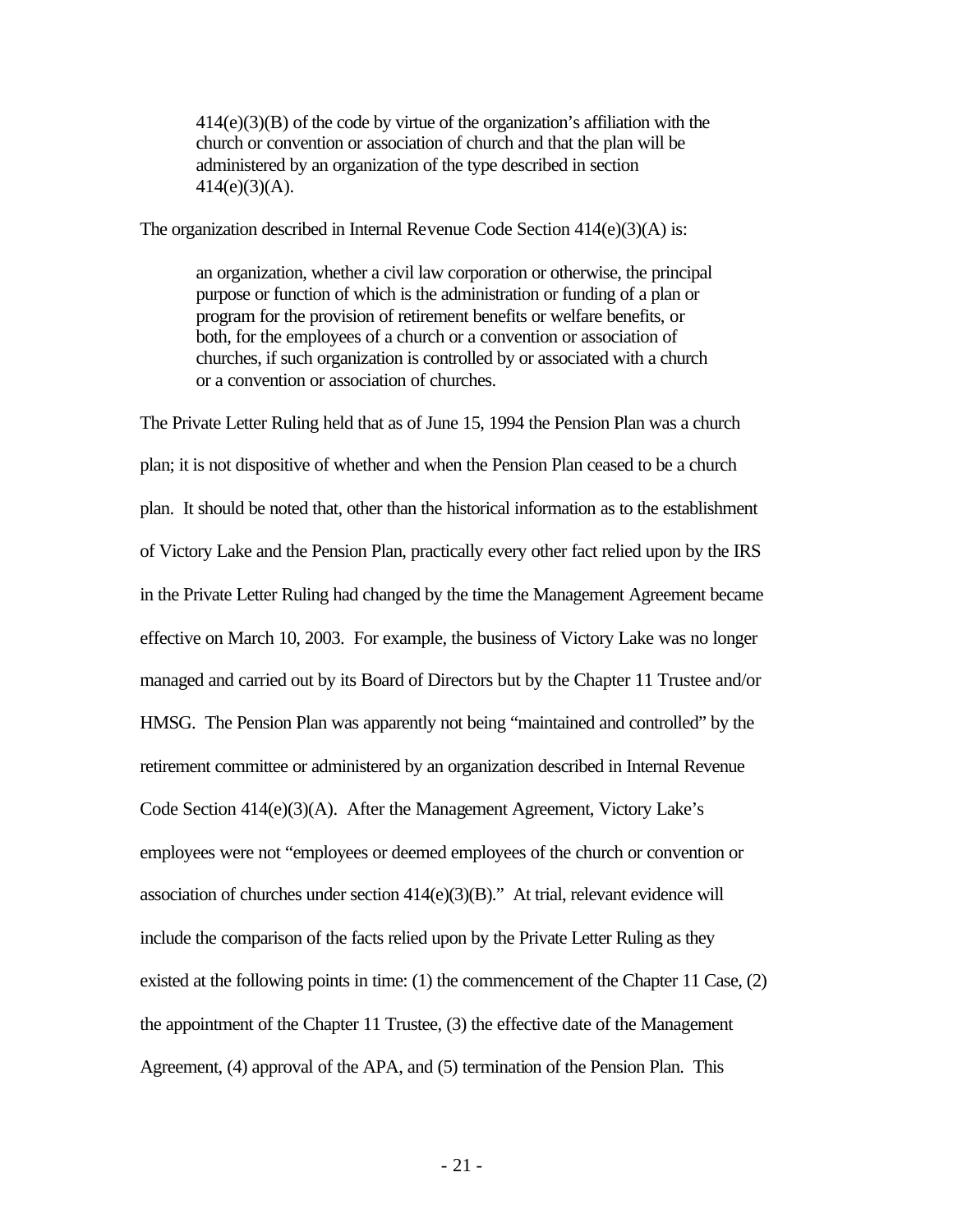> 414(e)(3)(B) of the code by virtue of the organization's affiliation with the church or convention or association of church and that the plan will be administered by an organization of the type described in section 414(e)(3)(A).

The organization described in Internal Revenue Code Section 414(e)(3)(A) is:

> an organization, whether a civil law corporation or otherwise, the principal purpose or function of which is the administration or funding of a plan or program for the provision of retirement benefits or welfare benefits, or both, for the employees of a church or a convention or association of churches, if such organization is controlled by or associated with a church or a convention or association of churches.

The Private Letter Ruling held that as of June 15, 1994 the Pension Plan was a church plan; it is not dispositive of whether and when the Pension Plan ceased to be a church plan. It should be noted that, other than the historical information as to the establishment of Victory Lake and the Pension Plan, practically every other fact relied upon by the IRS in the Private Letter Ruling had changed by the time the Management Agreement became effective on March 10, 2003. For example, the business of Victory Lake was no longer managed and carried out by its Board of Directors but by the Chapter 11 Trustee and/or HMSG. The Pension Plan was apparently not being "maintained and controlled" by the retirement committee or administered by an organization described in Internal Revenue Code Section 414(e)(3)(A). After the Management Agreement, Victory Lake's employees were not "employees or deemed employees of the church or convention or association of churches under section 414(e)(3)(B)." At trial, relevant evidence will include the comparison of the facts relied upon by the Private Letter Ruling as they existed at the following points in time: (1) the commencement of the Chapter 11 Case, (2) the appointment of the Chapter 11 Trustee, (3) the effective date of the Management Agreement, (4) approval of the APA, and (5) termination of the Pension Plan. This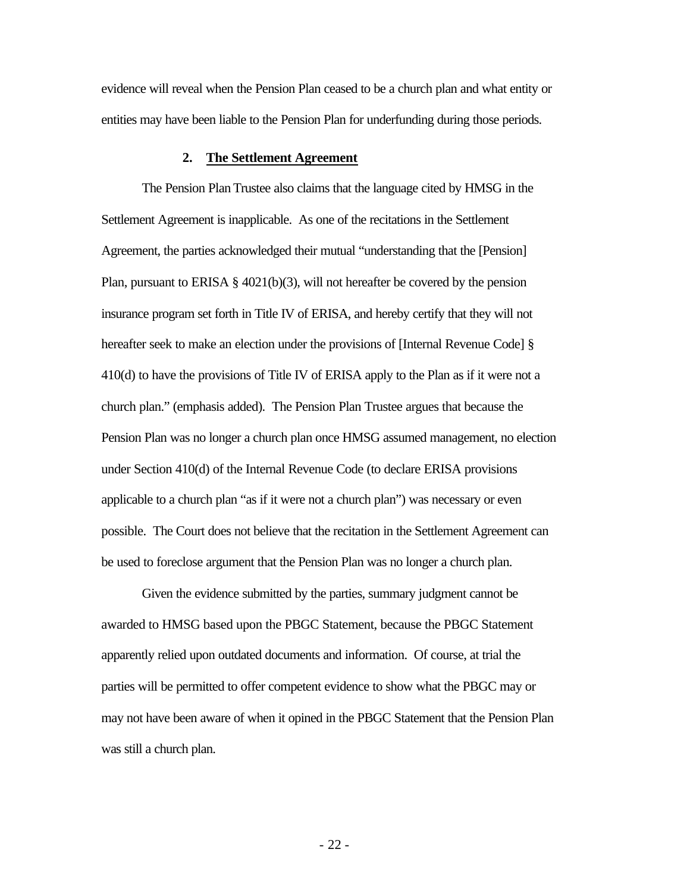evidence will reveal when the Pension Plan ceased to be a church plan and what entity or entities may have been liable to the Pension Plan for underfunding during those periods.

### 2. The Settlement Agreement

The Pension Plan Trustee also claims that the language cited by HMSG in the Settlement Agreement is inapplicable. As one of the recitations in the Settlement Agreement, the parties acknowledged their mutual "understanding that the [Pension] Plan, pursuant to ERISA § 4021(b)(3), will not hereafter be covered by the pension insurance program set forth in Title IV of ERISA, and hereby certify that they will not hereafter seek to make an election under the provisions of [Internal Revenue Code] § 410(d) to have the provisions of Title IV of ERISA apply to the Plan as if it were not a church plan." (emphasis added). The Pension Plan Trustee argues that because the Pension Plan was no longer a church plan once HMSG assumed management, no election under Section 410(d) of the Internal Revenue Code (to declare ERISA provisions applicable to a church plan "as if it were not a church plan") was necessary or even possible. The Court does not believe that the recitation in the Settlement Agreement can be used to foreclose argument that the Pension Plan was no longer a church plan.

Given the evidence submitted by the parties, summary judgment cannot be awarded to HMSG based upon the PBGC Statement, because the PBGC Statement apparently relied upon outdated documents and information. Of course, at trial the parties will be permitted to offer competent evidence to show what the PBGC may or may not have been aware of when it opined in the PBGC Statement that the Pension Plan was still a church plan.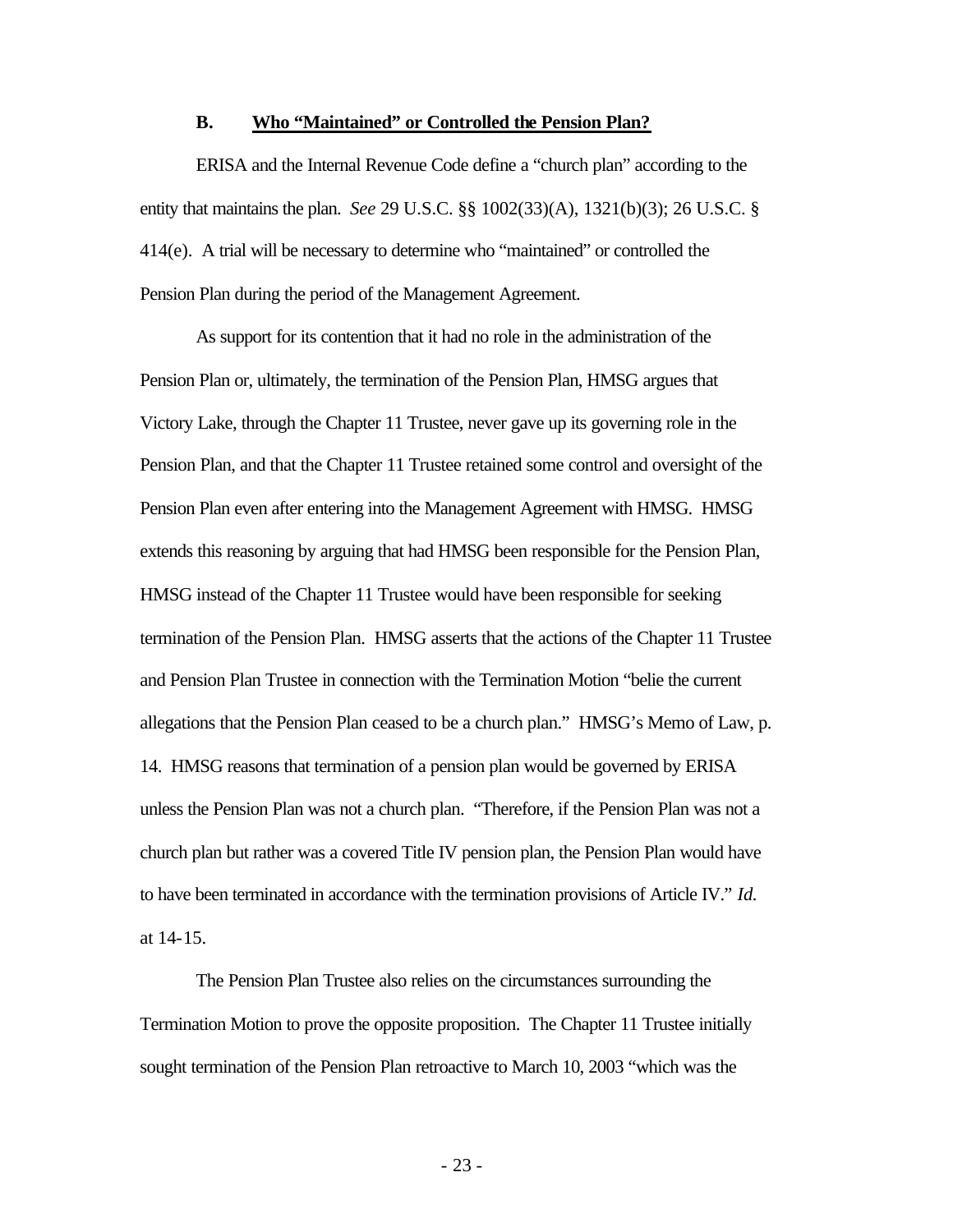### B. <u>Who "Maintained" or Controlled the Pension Plan?</u>

ERISA and the Internal Revenue Code define a "church plan" according to the entity that maintains the plan. *See* 29 U.S.C. §§ 1002(33)(A), 1321(b)(3); 26 U.S.C. § 414(e). A trial will be necessary to determine who "maintained" or controlled the Pension Plan during the period of the Management Agreement.

As support for its contention that it had no role in the administration of the Pension Plan or, ultimately, the termination of the Pension Plan, HMSG argues that Victory Lake, through the Chapter 11 Trustee, never gave up its governing role in the Pension Plan, and that the Chapter 11 Trustee retained some control and oversight of the Pension Plan even after entering into the Management Agreement with HMSG. HMSG extends this reasoning by arguing that had HMSG been responsible for the Pension Plan, HMSG instead of the Chapter 11 Trustee would have been responsible for seeking termination of the Pension Plan. HMSG asserts that the actions of the Chapter 11 Trustee and Pension Plan Trustee in connection with the Termination Motion "belie the current allegations that the Pension Plan ceased to be a church plan." HMSG's Memo of Law, p. 14. HMSG reasons that termination of a pension plan would be governed by ERISA unless the Pension Plan was not a church plan. "Therefore, if the Pension Plan was not a church plan but rather was a covered Title IV pension plan, the Pension Plan would have to have been terminated in accordance with the termination provisions of Article IV." *Id.* at 14-15.

The Pension Plan Trustee also relies on the circumstances surrounding the Termination Motion to prove the opposite proposition. The Chapter 11 Trustee initially sought termination of the Pension Plan retroactive to March 10, 2003 "which was the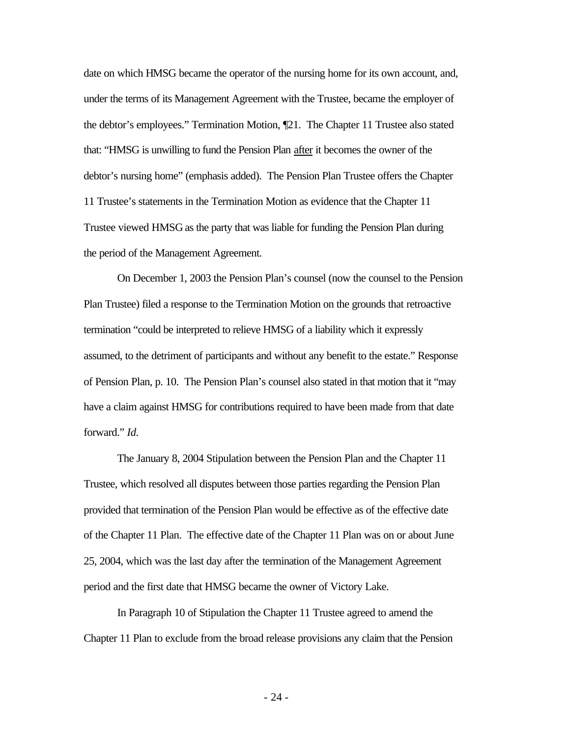date on which HMSG became the operator of the nursing home for its own account, and, under the terms of its Management Agreement with the Trustee, became the employer of the debtor's employees." Termination Motion, ¶21. The Chapter 11 Trustee also stated that: "HMSG is unwilling to fund the Pension Plan <u>after</u> it becomes the owner of the debtor's nursing home" (emphasis added). The Pension Plan Trustee offers the Chapter 11 Trustee's statements in the Termination Motion as evidence that the Chapter 11 Trustee viewed HMSG as the party that was liable for funding the Pension Plan during the period of the Management Agreement.

On December 1, 2003 the Pension Plan's counsel (now the counsel to the Pension Plan Trustee) filed a response to the Termination Motion on the grounds that retroactive termination "could be interpreted to relieve HMSG of a liability which it expressly assumed, to the detriment of participants and without any benefit to the estate." Response of Pension Plan, p. 10. The Pension Plan's counsel also stated in that motion that it "may have a claim against HMSG for contributions required to have been made from that date forward." *Id.*

The January 8, 2004 Stipulation between the Pension Plan and the Chapter 11 Trustee, which resolved all disputes between those parties regarding the Pension Plan provided that termination of the Pension Plan would be effective as of the effective date of the Chapter 11 Plan. The effective date of the Chapter 11 Plan was on or about June 25, 2004, which was the last day after the termination of the Management Agreement period and the first date that HMSG became the owner of Victory Lake.

In Paragraph 10 of Stipulation the Chapter 11 Trustee agreed to amend the Chapter 11 Plan to exclude from the broad release provisions any claim that the Pension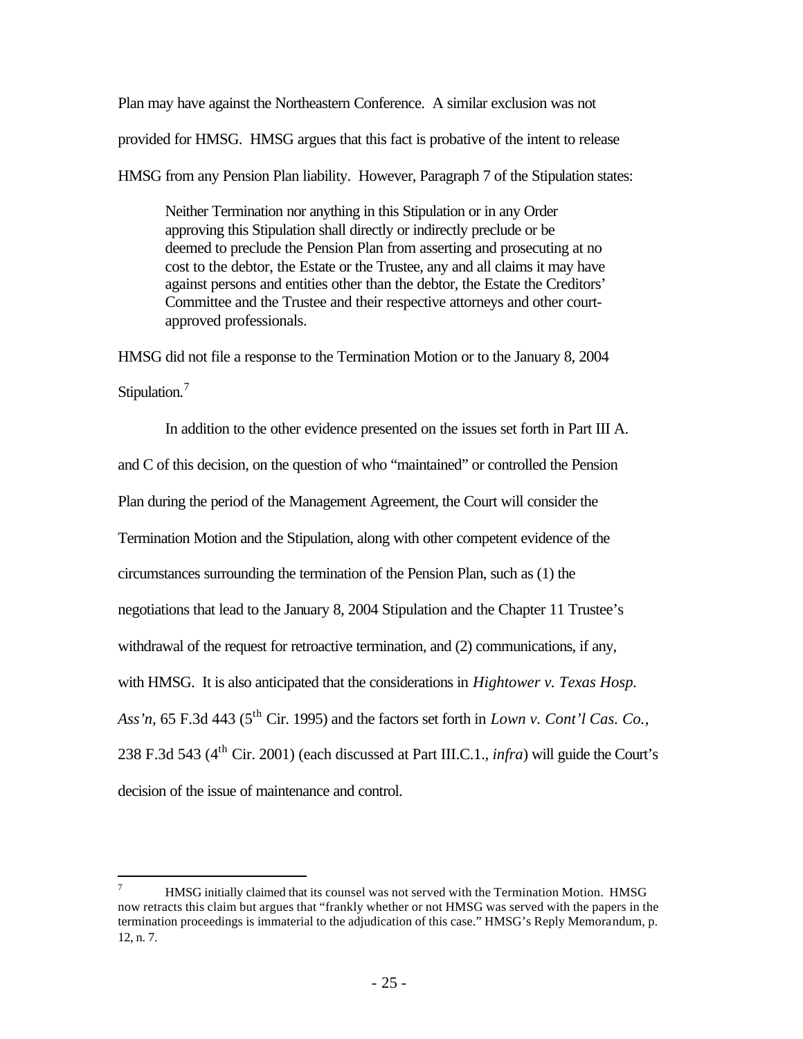Plan may have against the Northeastern Conference. A similar exclusion was not provided for HMSG. HMSG argues that this fact is probative of the intent to release HMSG from any Pension Plan liability. However, Paragraph 7 of the Stipulation states:

> Neither Termination nor anything in this Stipulation or in any Order approving this Stipulation shall directly or indirectly preclude or be deemed to preclude the Pension Plan from asserting and prosecuting at no cost to the debtor, the Estate or the Trustee, any and all claims it may have against persons and entities other than the debtor, the Estate the Creditors' Committee and the Trustee and their respective attorneys and other court-approved professionals.

HMSG did not file a response to the Termination Motion or to the January 8, 2004 Stipulation.[7]

In addition to the other evidence presented on the issues set forth in Part III A. and C of this decision, on the question of who "maintained" or controlled the Pension Plan during the period of the Management Agreement, the Court will consider the Termination Motion and the Stipulation, along with other competent evidence of the circumstances surrounding the termination of the Pension Plan, such as (1) the negotiations that lead to the January 8, 2004 Stipulation and the Chapter 11 Trustee's withdrawal of the request for retroactive termination, and (2) communications, if any, with HMSG. It is also anticipated that the considerations in *Hightower v. Texas Hosp. Ass'n*, 65 F.3d 443 (5th Cir. 1995) and the factors set forth in *Lown v. Cont'l Cas. Co.*, 238 F.3d 543 (4th Cir. 2001) (each discussed at Part III.C.1., *infra*) will guide the Court's decision of the issue of maintenance and control.

---

[7] HMSG initially claimed that its counsel was not served with the Termination Motion. HMSG now retracts this claim but argues that "frankly whether or not HMSG was served with the papers in the termination proceedings is immaterial to the adjudication of this case." HMSG's Reply Memorandum, p. 12, n. 7.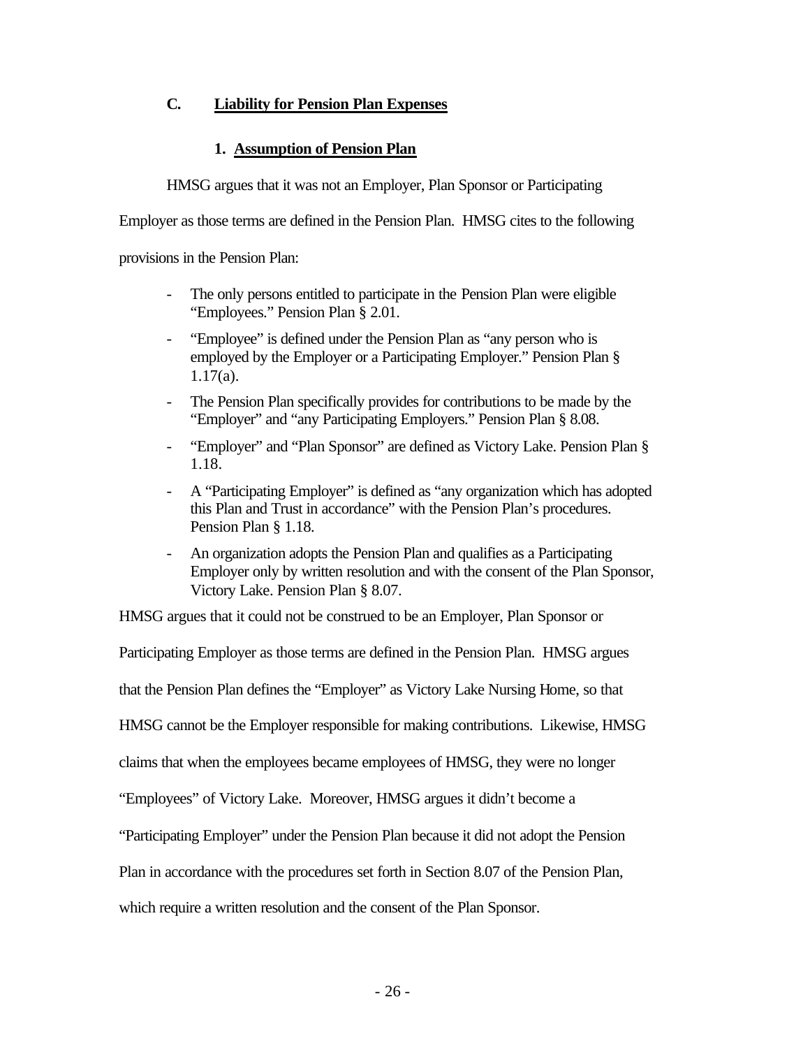### C. Liability for Pension Plan Expenses

#### 1. Assumption of Pension Plan

HMSG argues that it was not an Employer, Plan Sponsor or Participating Employer as those terms are defined in the Pension Plan. HMSG cites to the following provisions in the Pension Plan:

- The only persons entitled to participate in the Pension Plan were eligible "Employees." Pension Plan § 2.01.
- "Employee" is defined under the Pension Plan as "any person who is employed by the Employer or a Participating Employer." Pension Plan § 1.17(a).
- The Pension Plan specifically provides for contributions to be made by the "Employer" and "any Participating Employers." Pension Plan § 8.08.
- "Employer" and "Plan Sponsor" are defined as Victory Lake. Pension Plan § 1.18.
- A "Participating Employer" is defined as "any organization which has adopted this Plan and Trust in accordance" with the Pension Plan's procedures. Pension Plan § 1.18.
- An organization adopts the Pension Plan and qualifies as a Participating Employer only by written resolution and with the consent of the Plan Sponsor, Victory Lake. Pension Plan § 8.07.

HMSG argues that it could not be construed to be an Employer, Plan Sponsor or Participating Employer as those terms are defined in the Pension Plan. HMSG argues that the Pension Plan defines the "Employer" as Victory Lake Nursing Home, so that HMSG cannot be the Employer responsible for making contributions. Likewise, HMSG claims that when the employees became employees of HMSG, they were no longer "Employees" of Victory Lake. Moreover, HMSG argues it didn't become a "Participating Employer" under the Pension Plan because it did not adopt the Pension Plan in accordance with the procedures set forth in Section 8.07 of the Pension Plan, which require a written resolution and the consent of the Plan Sponsor.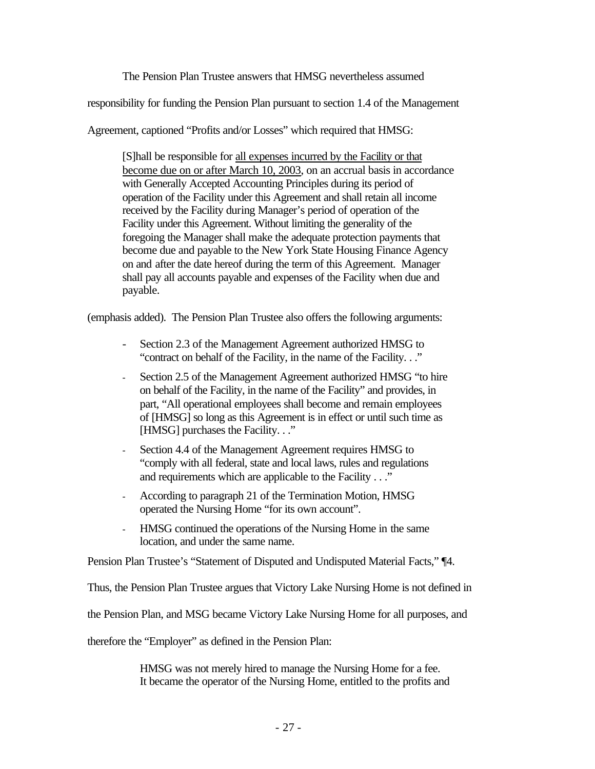The Pension Plan Trustee answers that HMSG nevertheless assumed responsibility for funding the Pension Plan pursuant to section 1.4 of the Management Agreement, captioned "Profits and/or Losses" which required that HMSG:

> [S]hall be responsible for <u>all expenses incurred by the Facility or that become due on or after March 10, 2003</u>, on an accrual basis in accordance with Generally Accepted Accounting Principles during its period of operation of the Facility under this Agreement and shall retain all income received by the Facility during Manager's period of operation of the Facility under this Agreement. Without limiting the generality of the foregoing the Manager shall make the adequate protection payments that become due and payable to the New York State Housing Finance Agency on and after the date hereof during the term of this Agreement. Manager shall pay all accounts payable and expenses of the Facility when due and payable.

(emphasis added). The Pension Plan Trustee also offers the following arguments:

- Section 2.3 of the Management Agreement authorized HMSG to "contract on behalf of the Facility, in the name of the Facility. . ."
- Section 2.5 of the Management Agreement authorized HMSG "to hire on behalf of the Facility, in the name of the Facility" and provides, in part, "All operational employees shall become and remain employees of [HMSG] so long as this Agreement is in effect or until such time as [HMSG] purchases the Facility. . ."
- Section 4.4 of the Management Agreement requires HMSG to "comply with all federal, state and local laws, rules and regulations and requirements which are applicable to the Facility . . ."
- According to paragraph 21 of the Termination Motion, HMSG operated the Nursing Home "for its own account".
- HMSG continued the operations of the Nursing Home in the same location, and under the same name.

Pension Plan Trustee's "Statement of Disputed and Undisputed Material Facts," ¶4.

Thus, the Pension Plan Trustee argues that Victory Lake Nursing Home is not defined in the Pension Plan, and MSG became Victory Lake Nursing Home for all purposes, and therefore the "Employer" as defined in the Pension Plan:

> HMSG was not merely hired to manage the Nursing Home for a fee. It became the operator of the Nursing Home, entitled to the profits and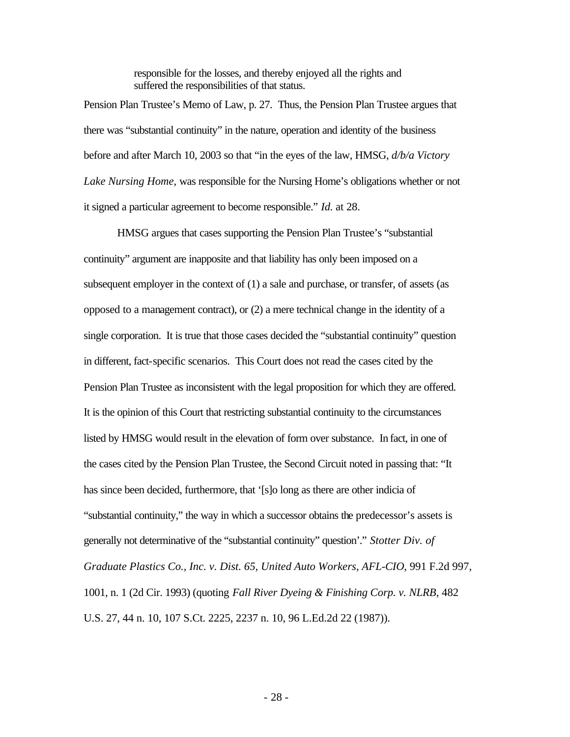> responsible for the losses, and thereby enjoyed all the rights and suffered the responsibilities of that status.

Pension Plan Trustee's Memo of Law, p. 27. Thus, the Pension Plan Trustee argues that there was "substantial continuity" in the nature, operation and identity of the business before and after March 10, 2003 so that "in the eyes of the law, HMSG, *d/b/a Victory Lake Nursing Home*, was responsible for the Nursing Home's obligations whether or not it signed a particular agreement to become responsible." *Id.* at 28.

HMSG argues that cases supporting the Pension Plan Trustee's "substantial continuity" argument are inapposite and that liability has only been imposed on a subsequent employer in the context of (1) a sale and purchase, or transfer, of assets (as opposed to a management contract), or (2) a mere technical change in the identity of a single corporation. It is true that those cases decided the "substantial continuity" question in different, fact-specific scenarios. This Court does not read the cases cited by the Pension Plan Trustee as inconsistent with the legal proposition for which they are offered. It is the opinion of this Court that restricting substantial continuity to the circumstances listed by HMSG would result in the elevation of form over substance. In fact, in one of the cases cited by the Pension Plan Trustee, the Second Circuit noted in passing that: "It has since been decided, furthermore, that '[s]o long as there are other indicia of "substantial continuity," the way in which a successor obtains the predecessor's assets is generally not determinative of the "substantial continuity" question'." *Stotter Div. of Graduate Plastics Co., Inc. v. Dist. 65, United Auto Workers, AFL-CIO*, 991 F.2d 997, 1001, n. 1 (2d Cir. 1993) (quoting *Fall River Dyeing & Finishing Corp. v. NLRB*, 482 U.S. 27, 44 n. 10, 107 S.Ct. 2225, 2237 n. 10, 96 L.Ed.2d 22 (1987)).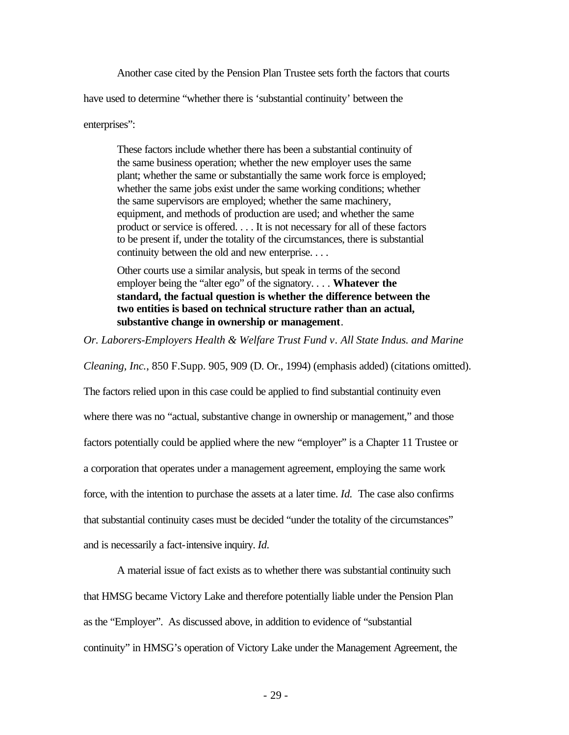Another case cited by the Pension Plan Trustee sets forth the factors that courts have used to determine "whether there is 'substantial continuity' between the enterprises":

> These factors include whether there has been a substantial continuity of the same business operation; whether the new employer uses the same plant; whether the same or substantially the same work force is employed; whether the same jobs exist under the same working conditions; whether the same supervisors are employed; whether the same machinery, equipment, and methods of production are used; and whether the same product or service is offered. . . . It is not necessary for all of these factors to be present if, under the totality of the circumstances, there is substantial continuity between the old and new enterprise. . . .
>
> Other courts use a similar analysis, but speak in terms of the second employer being the "alter ego" of the signatory. . . . **Whatever the standard, the factual question is whether the difference between the two entities is based on technical structure rather than an actual, substantive change in ownership or management**.

*Or. Laborers-Employers Health & Welfare Trust Fund v. All State Indus. and Marine Cleaning, Inc.*, 850 F.Supp. 905, 909 (D. Or., 1994) (emphasis added) (citations omitted). The factors relied upon in this case could be applied to find substantial continuity even where there was no "actual, substantive change in ownership or management," and those factors potentially could be applied where the new "employer" is a Chapter 11 Trustee or a corporation that operates under a management agreement, employing the same work force, with the intention to purchase the assets at a later time. *Id.* The case also confirms that substantial continuity cases must be decided "under the totality of the circumstances" and is necessarily a fact-intensive inquiry. *Id.*

A material issue of fact exists as to whether there was substantial continuity such that HMSG became Victory Lake and therefore potentially liable under the Pension Plan as the "Employer". As discussed above, in addition to evidence of "substantial continuity" in HMSG's operation of Victory Lake under the Management Agreement, the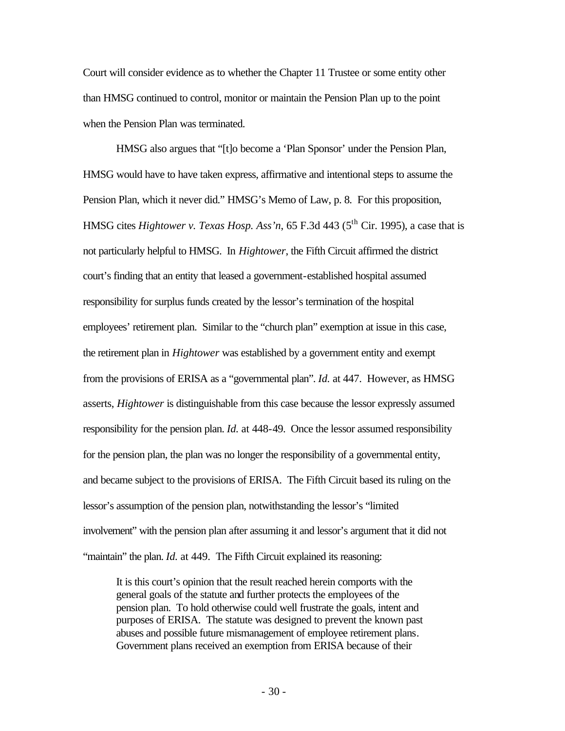Court will consider evidence as to whether the Chapter 11 Trustee or some entity other than HMSG continued to control, monitor or maintain the Pension Plan up to the point when the Pension Plan was terminated.

HMSG also argues that "[t]o become a 'Plan Sponsor' under the Pension Plan, HMSG would have to have taken express, affirmative and intentional steps to assume the Pension Plan, which it never did." HMSG's Memo of Law, p. 8. For this proposition, HMSG cites *Hightower v. Texas Hosp. Ass'n*, 65 F.3d 443 (5th Cir. 1995), a case that is not particularly helpful to HMSG. In *Hightower*, the Fifth Circuit affirmed the district court's finding that an entity that leased a government-established hospital assumed responsibility for surplus funds created by the lessor's termination of the hospital employees' retirement plan. Similar to the "church plan" exemption at issue in this case, the retirement plan in *Hightower* was established by a government entity and exempt from the provisions of ERISA as a "governmental plan". *Id.* at 447. However, as HMSG asserts, *Hightower* is distinguishable from this case because the lessor expressly assumed responsibility for the pension plan. *Id.* at 448-49. Once the lessor assumed responsibility for the pension plan, the plan was no longer the responsibility of a governmental entity, and became subject to the provisions of ERISA. The Fifth Circuit based its ruling on the lessor's assumption of the pension plan, notwithstanding the lessor's "limited involvement" with the pension plan after assuming it and lessor's argument that it did not "maintain" the plan. *Id.* at 449. The Fifth Circuit explained its reasoning:

> It is this court's opinion that the result reached herein comports with the general goals of the statute and further protects the employees of the pension plan. To hold otherwise could well frustrate the goals, intent and purposes of ERISA. The statute was designed to prevent the known past abuses and possible future mismanagement of employee retirement plans. Government plans received an exemption from ERISA because of their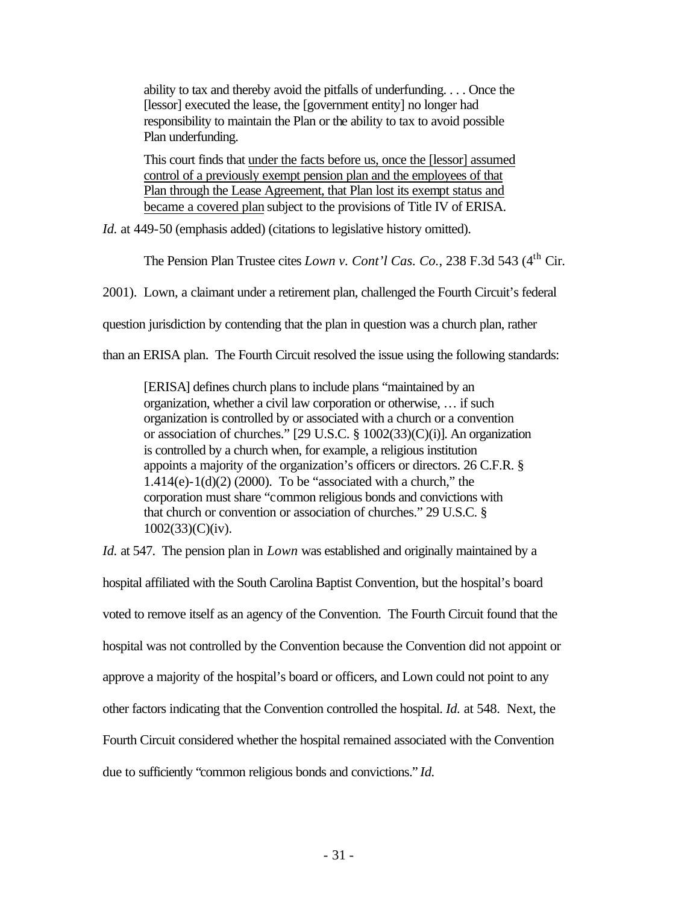> ability to tax and thereby avoid the pitfalls of underfunding. . . . Once the [lessor] executed the lease, the [government entity] no longer had responsibility to maintain the Plan or the ability to tax to avoid possible Plan underfunding.
>
> This court finds that <u>under the facts before us, once the [lessor] assumed control of a previously exempt pension plan and the employees of that Plan through the Lease Agreement, that Plan lost its exempt status and became a covered plan</u> subject to the provisions of Title IV of ERISA.

*Id.* at 449-50 (emphasis added) (citations to legislative history omitted).

The Pension Plan Trustee cites *Lown v. Cont'l Cas. Co.*, 238 F.3d 543 (4th Cir. 2001). Lown, a claimant under a retirement plan, challenged the Fourth Circuit's federal question jurisdiction by contending that the plan in question was a church plan, rather than an ERISA plan. The Fourth Circuit resolved the issue using the following standards:

> [ERISA] defines church plans to include plans "maintained by an organization, whether a civil law corporation or otherwise, … if such organization is controlled by or associated with a church or a convention or association of churches." [29 U.S.C. § 1002(33)(C)(i)]. An organization is controlled by a church when, for example, a religious institution appoints a majority of the organization's officers or directors. 26 C.F.R. § 1.414(e)-1(d)(2) (2000). To be "associated with a church," the corporation must share "common religious bonds and convictions with that church or convention or association of churches." 29 U.S.C. § 1002(33)(C)(iv).

*Id.* at 547. The pension plan in *Lown* was established and originally maintained by a hospital affiliated with the South Carolina Baptist Convention, but the hospital's board voted to remove itself as an agency of the Convention. The Fourth Circuit found that the hospital was not controlled by the Convention because the Convention did not appoint or approve a majority of the hospital's board or officers, and Lown could not point to any other factors indicating that the Convention controlled the hospital. *Id.* at 548. Next, the Fourth Circuit considered whether the hospital remained associated with the Convention due to sufficiently "common religious bonds and convictions." *Id.*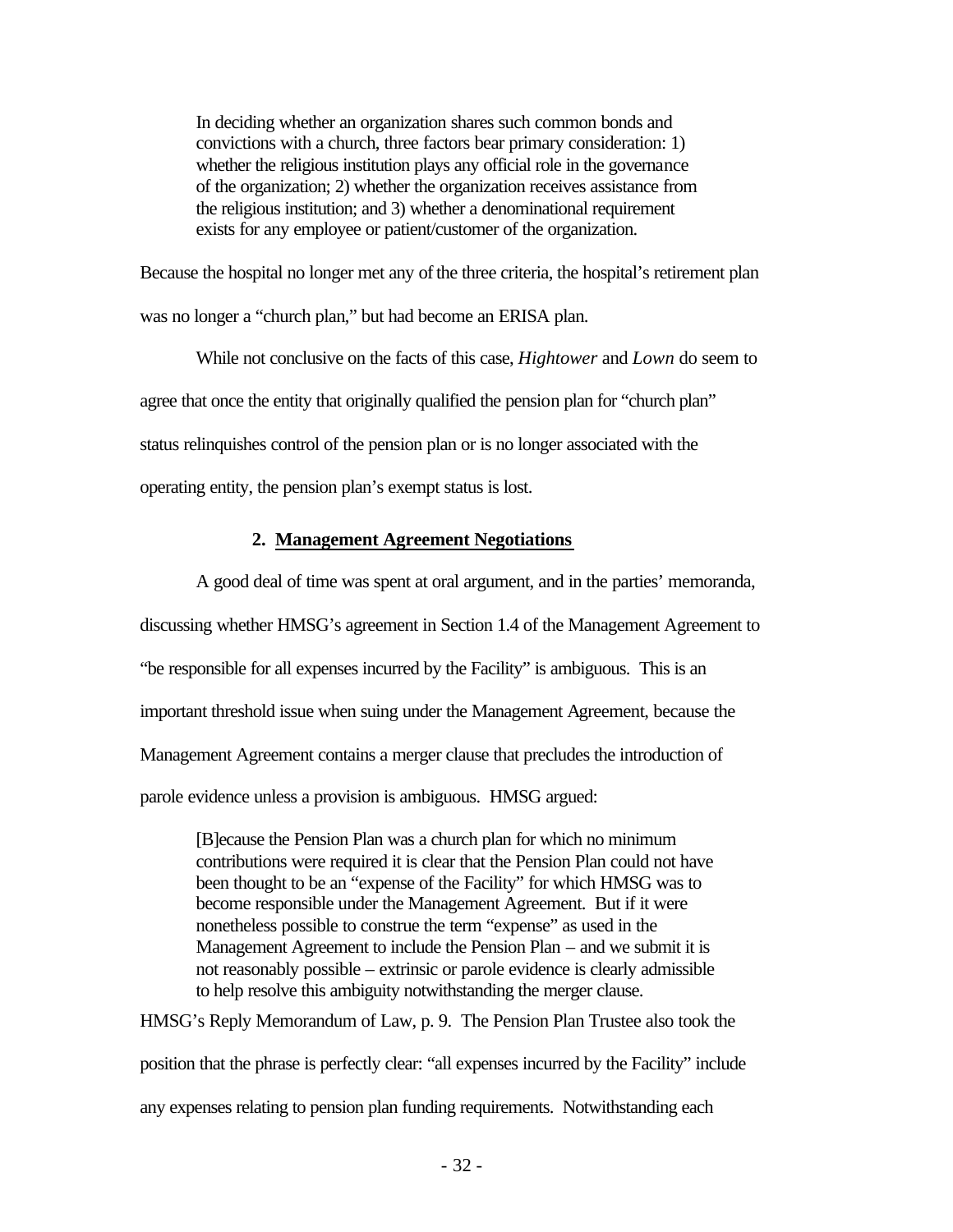> In deciding whether an organization shares such common bonds and convictions with a church, three factors bear primary consideration: 1) whether the religious institution plays any official role in the governance of the organization; 2) whether the organization receives assistance from the religious institution; and 3) whether a denominational requirement exists for any employee or patient/customer of the organization.

Because the hospital no longer met any of the three criteria, the hospital's retirement plan was no longer a "church plan," but had become an ERISA plan.

While not conclusive on the facts of this case, *Hightower* and *Lown* do seem to agree that once the entity that originally qualified the pension plan for "church plan" status relinquishes control of the pension plan or is no longer associated with the operating entity, the pension plan's exempt status is lost.

### 2. <u>Management Agreement Negotiations</u>

A good deal of time was spent at oral argument, and in the parties' memoranda, discussing whether HMSG's agreement in Section 1.4 of the Management Agreement to "be responsible for all expenses incurred by the Facility" is ambiguous. This is an important threshold issue when suing under the Management Agreement, because the Management Agreement contains a merger clause that precludes the introduction of parole evidence unless a provision is ambiguous. HMSG argued:

> [B]ecause the Pension Plan was a church plan for which no minimum contributions were required it is clear that the Pension Plan could not have been thought to be an "expense of the Facility" for which HMSG was to become responsible under the Management Agreement. But if it were nonetheless possible to construe the term "expense" as used in the Management Agreement to include the Pension Plan – and we submit it is not reasonably possible – extrinsic or parole evidence is clearly admissible to help resolve this ambiguity notwithstanding the merger clause.

HMSG's Reply Memorandum of Law, p. 9. The Pension Plan Trustee also took the position that the phrase is perfectly clear: "all expenses incurred by the Facility" include any expenses relating to pension plan funding requirements. Notwithstanding each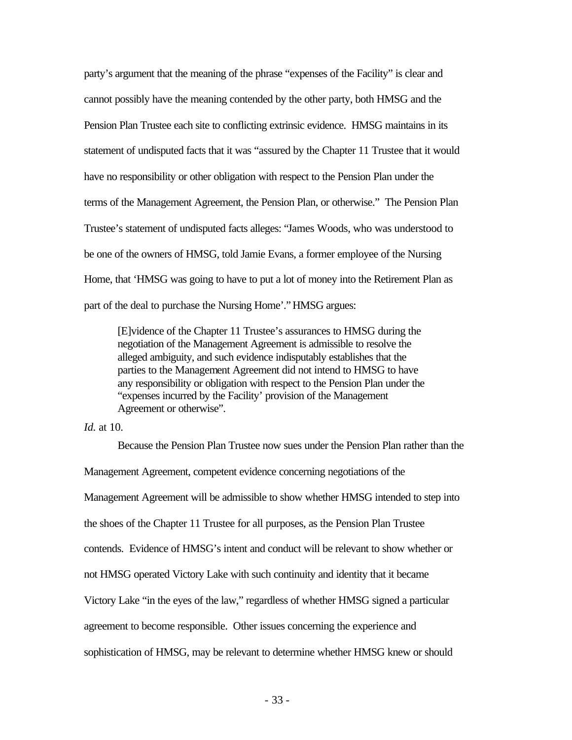party's argument that the meaning of the phrase "expenses of the Facility" is clear and cannot possibly have the meaning contended by the other party, both HMSG and the Pension Plan Trustee each site to conflicting extrinsic evidence. HMSG maintains in its statement of undisputed facts that it was "assured by the Chapter 11 Trustee that it would have no responsibility or other obligation with respect to the Pension Plan under the terms of the Management Agreement, the Pension Plan, or otherwise." The Pension Plan Trustee's statement of undisputed facts alleges: "James Woods, who was understood to be one of the owners of HMSG, told Jamie Evans, a former employee of the Nursing Home, that 'HMSG was going to have to put a lot of money into the Retirement Plan as part of the deal to purchase the Nursing Home'." HMSG argues:

> [E]vidence of the Chapter 11 Trustee's assurances to HMSG during the negotiation of the Management Agreement is admissible to resolve the alleged ambiguity, and such evidence indisputably establishes that the parties to the Management Agreement did not intend to HMSG to have any responsibility or obligation with respect to the Pension Plan under the "expenses incurred by the Facility' provision of the Management Agreement or otherwise".

*Id.* at 10.

Because the Pension Plan Trustee now sues under the Pension Plan rather than the Management Agreement, competent evidence concerning negotiations of the Management Agreement will be admissible to show whether HMSG intended to step into the shoes of the Chapter 11 Trustee for all purposes, as the Pension Plan Trustee contends. Evidence of HMSG's intent and conduct will be relevant to show whether or not HMSG operated Victory Lake with such continuity and identity that it became Victory Lake "in the eyes of the law," regardless of whether HMSG signed a particular agreement to become responsible. Other issues concerning the experience and sophistication of HMSG, may be relevant to determine whether HMSG knew or should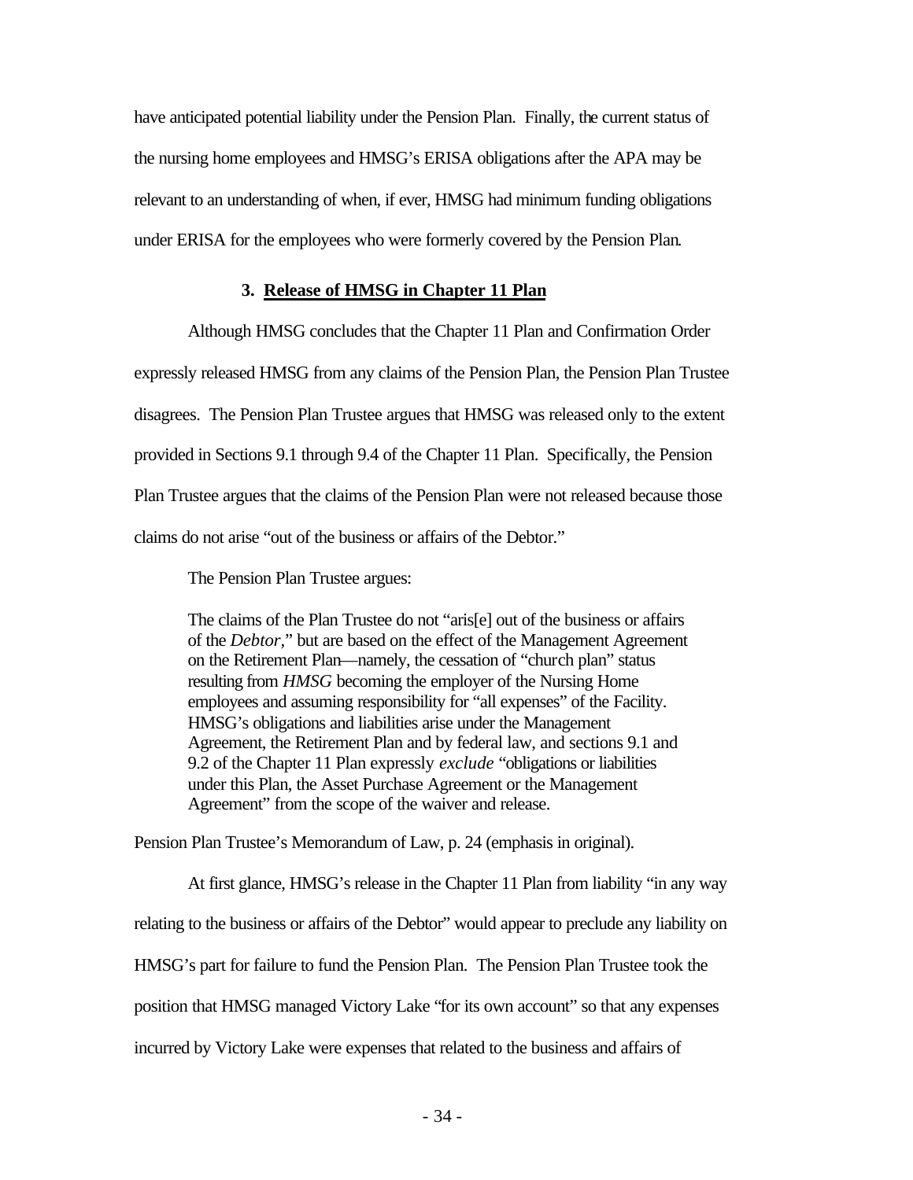have anticipated potential liability under the Pension Plan. Finally, the current status of the nursing home employees and HMSG's ERISA obligations after the APA may be relevant to an understanding of when, if ever, HMSG had minimum funding obligations under ERISA for the employees who were formerly covered by the Pension Plan.

### 3. Release of HMSG in Chapter 11 Plan

Although HMSG concludes that the Chapter 11 Plan and Confirmation Order expressly released HMSG from any claims of the Pension Plan, the Pension Plan Trustee disagrees. The Pension Plan Trustee argues that HMSG was released only to the extent provided in Sections 9.1 through 9.4 of the Chapter 11 Plan. Specifically, the Pension Plan Trustee argues that the claims of the Pension Plan were not released because those claims do not arise "out of the business or affairs of the Debtor."

The Pension Plan Trustee argues:

> The claims of the Plan Trustee do not "aris[e] out of the business or affairs of the *Debtor*," but are based on the effect of the Management Agreement on the Retirement Plan—namely, the cessation of "church plan" status resulting from *HMSG* becoming the employer of the Nursing Home employees and assuming responsibility for "all expenses" of the Facility. HMSG's obligations and liabilities arise under the Management Agreement, the Retirement Plan and by federal law, and sections 9.1 and 9.2 of the Chapter 11 Plan expressly *exclude* "obligations or liabilities under this Plan, the Asset Purchase Agreement or the Management Agreement" from the scope of the waiver and release.

Pension Plan Trustee's Memorandum of Law, p. 24 (emphasis in original).

At first glance, HMSG's release in the Chapter 11 Plan from liability "in any way relating to the business or affairs of the Debtor" would appear to preclude any liability on HMSG's part for failure to fund the Pension Plan. The Pension Plan Trustee took the position that HMSG managed Victory Lake "for its own account" so that any expenses incurred by Victory Lake were expenses that related to the business and affairs of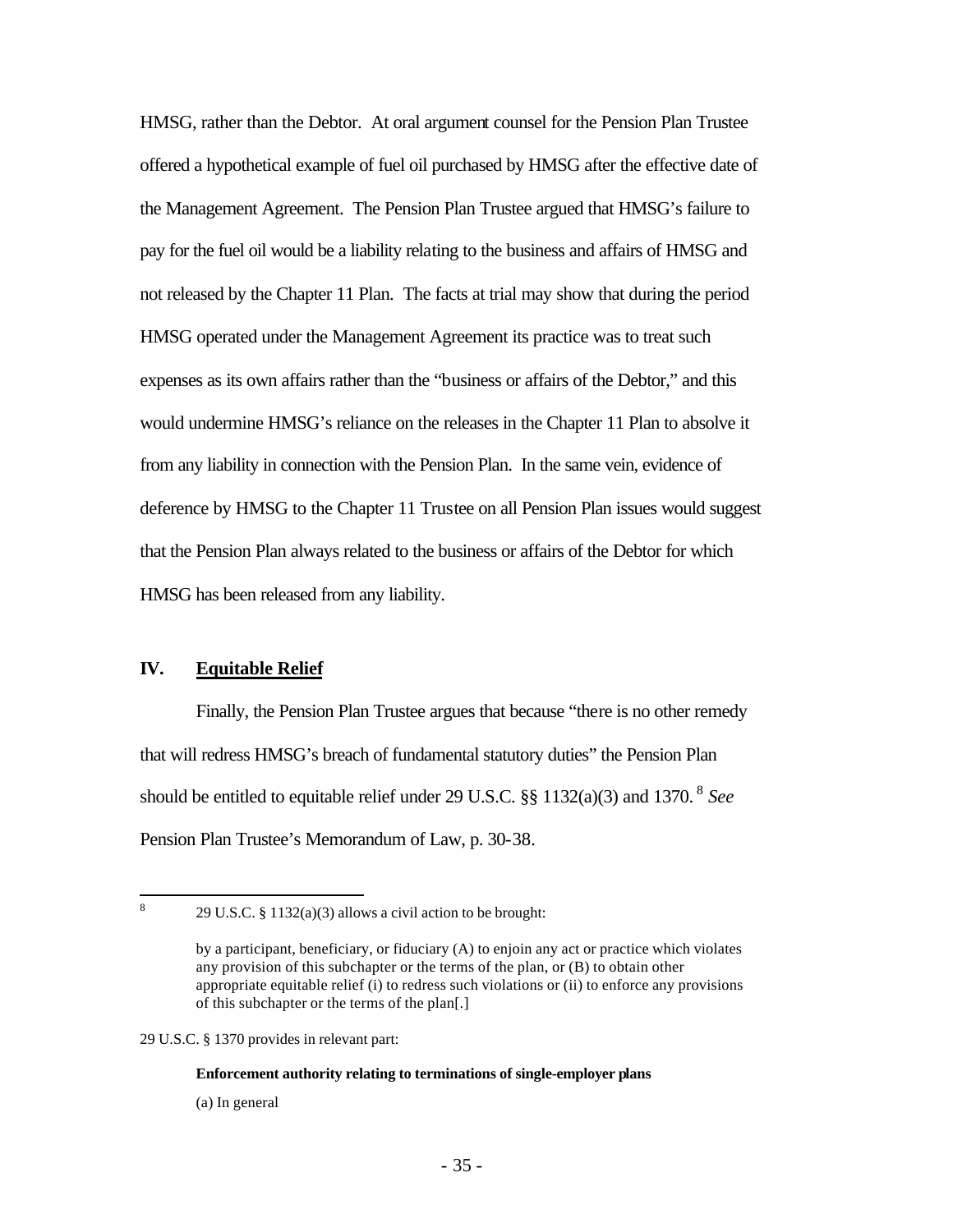HMSG, rather than the Debtor. At oral argument counsel for the Pension Plan Trustee offered a hypothetical example of fuel oil purchased by HMSG after the effective date of the Management Agreement. The Pension Plan Trustee argued that HMSG's failure to pay for the fuel oil would be a liability relating to the business and affairs of HMSG and not released by the Chapter 11 Plan. The facts at trial may show that during the period HMSG operated under the Management Agreement its practice was to treat such expenses as its own affairs rather than the "business or affairs of the Debtor," and this would undermine HMSG's reliance on the releases in the Chapter 11 Plan to absolve it from any liability in connection with the Pension Plan. In the same vein, evidence of deference by HMSG to the Chapter 11 Trustee on all Pension Plan issues would suggest that the Pension Plan always related to the business or affairs of the Debtor for which HMSG has been released from any liability.

## IV. Equitable Relief

Finally, the Pension Plan Trustee argues that because "there is no other remedy that will redress HMSG's breach of fundamental statutory duties" the Pension Plan should be entitled to equitable relief under 29 U.S.C. §§ 1132(a)(3) and 1370.[8] *See* Pension Plan Trustee's Memorandum of Law, p. 30-38.

---

[8] 29 U.S.C. § 1132(a)(3) allows a civil action to be brought:

> by a participant, beneficiary, or fiduciary (A) to enjoin any act or practice which violates any provision of this subchapter or the terms of the plan, or (B) to obtain other appropriate equitable relief (i) to redress such violations or (ii) to enforce any provisions of this subchapter or the terms of the plan[.]

29 U.S.C. § 1370 provides in relevant part:

> **Enforcement authority relating to terminations of single-employer plans**
>
> (a) In general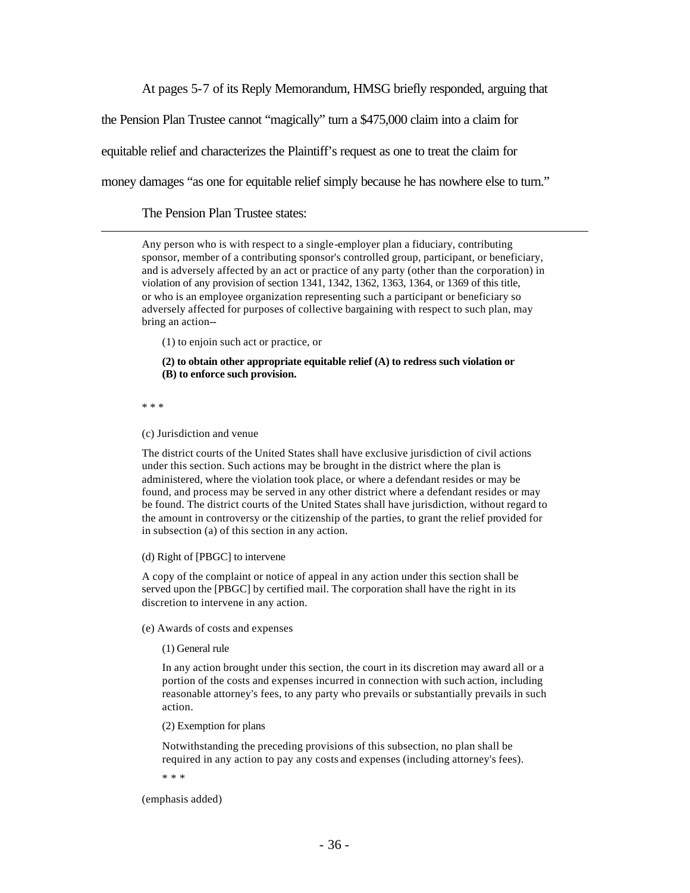At pages 5-7 of its Reply Memorandum, HMSG briefly responded, arguing that the Pension Plan Trustee cannot "magically" turn a $475,000 claim into a claim for equitable relief and characterizes the Plaintiff's request as one to treat the claim for money damages "as one for equitable relief simply because he has nowhere else to turn."

The Pension Plan Trustee states:

---

> Any person who is with respect to a single-employer plan a fiduciary, contributing sponsor, member of a contributing sponsor's controlled group, participant, or beneficiary, and is adversely affected by an act or practice of any party (other than the corporation) in violation of any provision of section 1341, 1342, 1362, 1363, 1364, or 1369 of this title, or who is an employee organization representing such a participant or beneficiary so adversely affected for purposes of collective bargaining with respect to such plan, may bring an action--
>
> (1) to enjoin such act or practice, or
>
> **(2) to obtain other appropriate equitable relief (A) to redress such violation or (B) to enforce such provision.**
>
> * * *
>
> (c) Jurisdiction and venue
>
> The district courts of the United States shall have exclusive jurisdiction of civil actions under this section. Such actions may be brought in the district where the plan is administered, where the violation took place, or where a defendant resides or may be found, and process may be served in any other district where a defendant resides or may be found. The district courts of the United States shall have jurisdiction, without regard to the amount in controversy or the citizenship of the parties, to grant the relief provided for in subsection (a) of this section in any action.
>
> (d) Right of [PBGC] to intervene
>
> A copy of the complaint or notice of appeal in any action under this section shall be served upon the [PBGC] by certified mail. The corporation shall have the right in its discretion to intervene in any action.
>
> (e) Awards of costs and expenses
>
> (1) General rule
>
> In any action brought under this section, the court in its discretion may award all or a portion of the costs and expenses incurred in connection with such action, including reasonable attorney's fees, to any party who prevails or substantially prevails in such action.
>
> (2) Exemption for plans
>
> Notwithstanding the preceding provisions of this subsection, no plan shall be required in any action to pay any costs and expenses (including attorney's fees).
>
> * * *
>
> (emphasis added)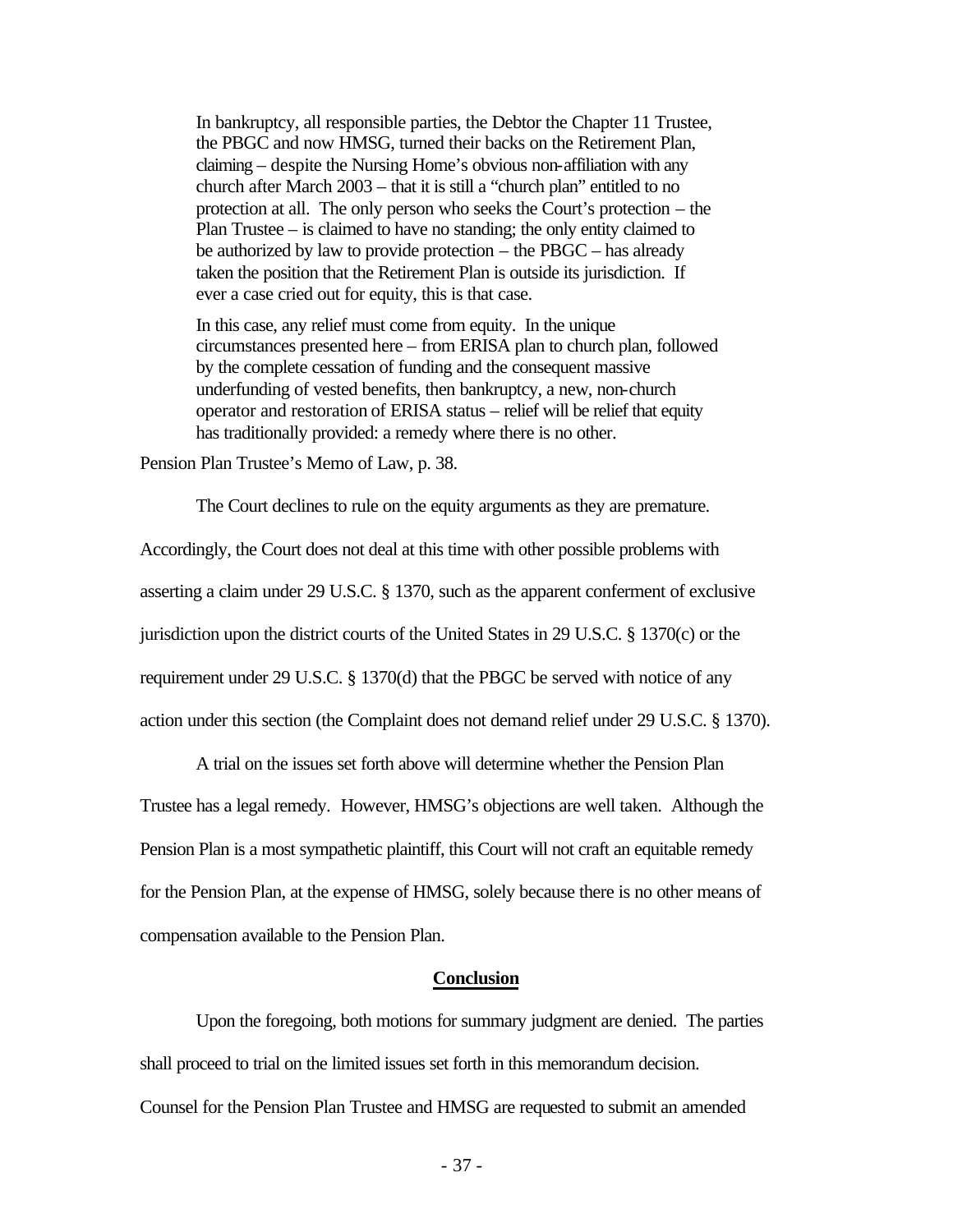> In bankruptcy, all responsible parties, the Debtor the Chapter 11 Trustee, the PBGC and now HMSG, turned their backs on the Retirement Plan, claiming – despite the Nursing Home's obvious non-affiliation with any church after March 2003 – that it is still a "church plan" entitled to no protection at all. The only person who seeks the Court's protection – the Plan Trustee – is claimed to have no standing; the only entity claimed to be authorized by law to provide protection – the PBGC – has already taken the position that the Retirement Plan is outside its jurisdiction. If ever a case cried out for equity, this is that case.
>
> In this case, any relief must come from equity. In the unique circumstances presented here – from ERISA plan to church plan, followed by the complete cessation of funding and the consequent massive underfunding of vested benefits, then bankruptcy, a new, non-church operator and restoration of ERISA status – relief will be relief that equity has traditionally provided: a remedy where there is no other.

Pension Plan Trustee's Memo of Law, p. 38.

The Court declines to rule on the equity arguments as they are premature. Accordingly, the Court does not deal at this time with other possible problems with asserting a claim under 29 U.S.C. § 1370, such as the apparent conferment of exclusive jurisdiction upon the district courts of the United States in 29 U.S.C. § 1370(c) or the requirement under 29 U.S.C. § 1370(d) that the PBGC be served with notice of any action under this section (the Complaint does not demand relief under 29 U.S.C. § 1370).

A trial on the issues set forth above will determine whether the Pension Plan Trustee has a legal remedy. However, HMSG's objections are well taken. Although the Pension Plan is a most sympathetic plaintiff, this Court will not craft an equitable remedy for the Pension Plan, at the expense of HMSG, solely because there is no other means of compensation available to the Pension Plan.

## Conclusion

Upon the foregoing, both motions for summary judgment are denied. The parties shall proceed to trial on the limited issues set forth in this memorandum decision. Counsel for the Pension Plan Trustee and HMSG are requested to submit an amended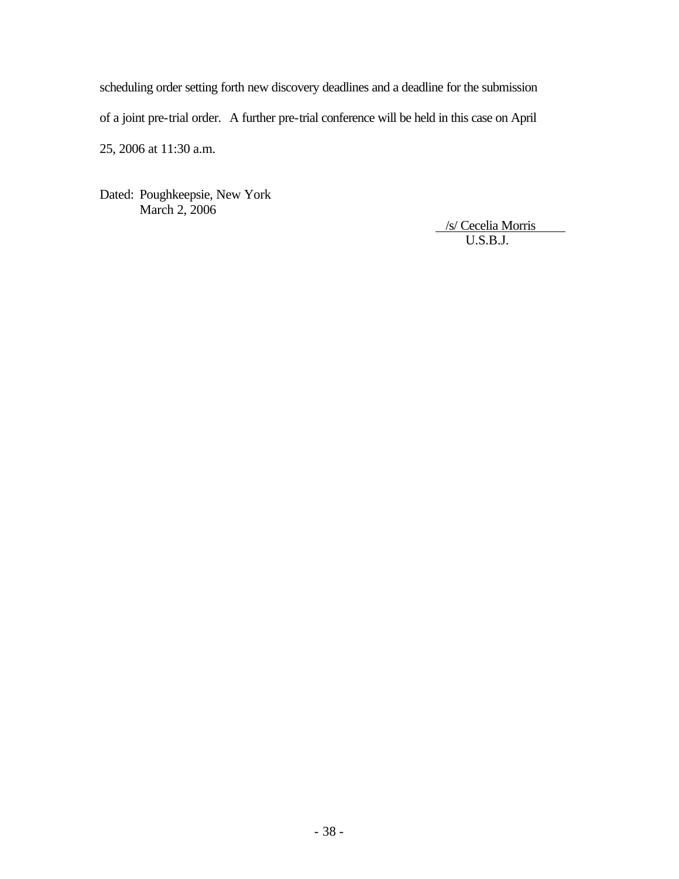scheduling order setting forth new discovery deadlines and a deadline for the submission of a joint pre-trial order. A further pre-trial conference will be held in this case on April 25, 2006 at 11:30 a.m.

Dated: Poughkeepsie, New York
March 2, 2006

/s/ Cecelia Morris
U.S.B.J.